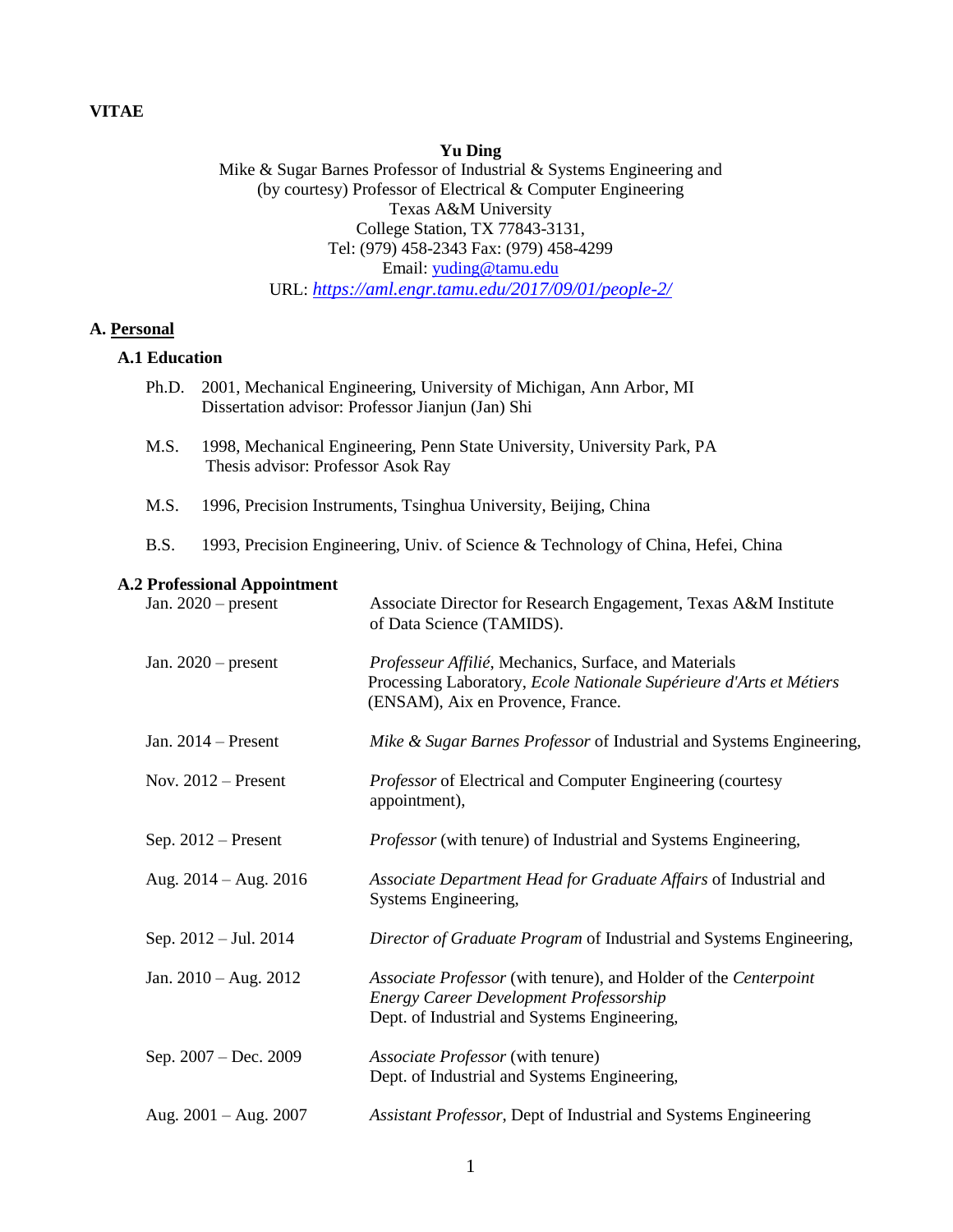**VITAE**

**Yu Ding**
Mike & Sugar Barnes Professor of Industrial & Systems Engineering and
(by courtesy) Professor of Electrical & Computer Engineering
Texas A&M University
College Station, TX 77843-3131,
Tel: (979) 458-2343 Fax: (979) 458-4299
Email: [yuding@tamu.edu](mailto:yuding@tamu.edu)
URL: *[https://aml.engr.tamu.edu/2017/09/01/people-2/](https://aml.engr.tamu.edu/2017/09/01/people-2/)*

## A. Personal

### A.1 Education

Ph.D. 2001, Mechanical Engineering, University of Michigan, Ann Arbor, MI
Dissertation advisor: Professor Jianjun (Jan) Shi

M.S. 1998, Mechanical Engineering, Penn State University, University Park, PA
Thesis advisor: Professor Asok Ray

M.S. 1996, Precision Instruments, Tsinghua University, Beijing, China

B.S. 1993, Precision Engineering, Univ. of Science & Technology of China, Hefei, China

### A.2 Professional Appointment

| | |
|---|---|
| Jan. 2020 – present | Associate Director for Research Engagement, Texas A&M Institute of Data Science (TAMIDS). |
| Jan. 2020 – present | *Professeur Affilié*, Mechanics, Surface, and Materials Processing Laboratory, *Ecole Nationale Supérieure d'Arts et Métiers* (ENSAM), Aix en Provence, France. |
| Jan. 2014 – Present | *Mike & Sugar Barnes Professor* of Industrial and Systems Engineering, |
| Nov. 2012 – Present | *Professor* of Electrical and Computer Engineering (courtesy appointment), |
| Sep. 2012 – Present | *Professor* (with tenure) of Industrial and Systems Engineering, |
| Aug. 2014 – Aug. 2016 | *Associate Department Head for Graduate Affairs* of Industrial and Systems Engineering, |
| Sep. 2012 – Jul. 2014 | *Director of Graduate Program* of Industrial and Systems Engineering, |
| Jan. 2010 – Aug. 2012 | *Associate Professor* (with tenure), and Holder of the *Centerpoint Energy Career Development Professorship* Dept. of Industrial and Systems Engineering, |
| Sep. 2007 – Dec. 2009 | *Associate Professor* (with tenure) Dept. of Industrial and Systems Engineering, |
| Aug. 2001 – Aug. 2007 | *Assistant Professor*, Dept of Industrial and Systems Engineering |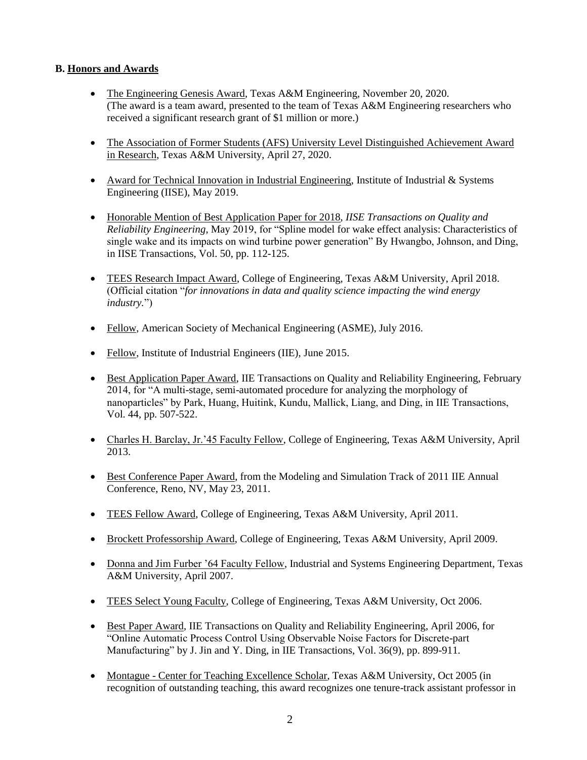**B. Honors and Awards**

- The Engineering Genesis Award, Texas A&M Engineering, November 20, 2020. (The award is a team award, presented to the team of Texas A&M Engineering researchers who received a significant research grant of $1 million or more.)

- The Association of Former Students (AFS) University Level Distinguished Achievement Award in Research, Texas A&M University, April 27, 2020.

- Award for Technical Innovation in Industrial Engineering, Institute of Industrial & Systems Engineering (IISE), May 2019.

- Honorable Mention of Best Application Paper for 2018, *IISE Transactions on Quality and Reliability Engineering*, May 2019, for "Spline model for wake effect analysis: Characteristics of single wake and its impacts on wind turbine power generation" By Hwangbo, Johnson, and Ding, in IISE Transactions, Vol. 50, pp. 112-125.

- TEES Research Impact Award, College of Engineering, Texas A&M University, April 2018. (Official citation "*for innovations in data and quality science impacting the wind energy industry.*")

- Fellow, American Society of Mechanical Engineering (ASME), July 2016.

- Fellow, Institute of Industrial Engineers (IIE), June 2015.

- Best Application Paper Award, IIE Transactions on Quality and Reliability Engineering, February 2014, for "A multi-stage, semi-automated procedure for analyzing the morphology of nanoparticles" by Park, Huang, Huitink, Kundu, Mallick, Liang, and Ding, in IIE Transactions, Vol. 44, pp. 507-522.

- Charles H. Barclay, Jr.'45 Faculty Fellow, College of Engineering, Texas A&M University, April 2013.

- Best Conference Paper Award, from the Modeling and Simulation Track of 2011 IIE Annual Conference, Reno, NV, May 23, 2011.

- TEES Fellow Award, College of Engineering, Texas A&M University, April 2011.

- Brockett Professorship Award, College of Engineering, Texas A&M University, April 2009.

- Donna and Jim Furber '64 Faculty Fellow, Industrial and Systems Engineering Department, Texas A&M University, April 2007.

- TEES Select Young Faculty, College of Engineering, Texas A&M University, Oct 2006.

- Best Paper Award, IIE Transactions on Quality and Reliability Engineering, April 2006, for "Online Automatic Process Control Using Observable Noise Factors for Discrete-part Manufacturing" by J. Jin and Y. Ding, in IIE Transactions, Vol. 36(9), pp. 899-911.

- Montague - Center for Teaching Excellence Scholar, Texas A&M University, Oct 2005 (in recognition of outstanding teaching, this award recognizes one tenure-track assistant professor in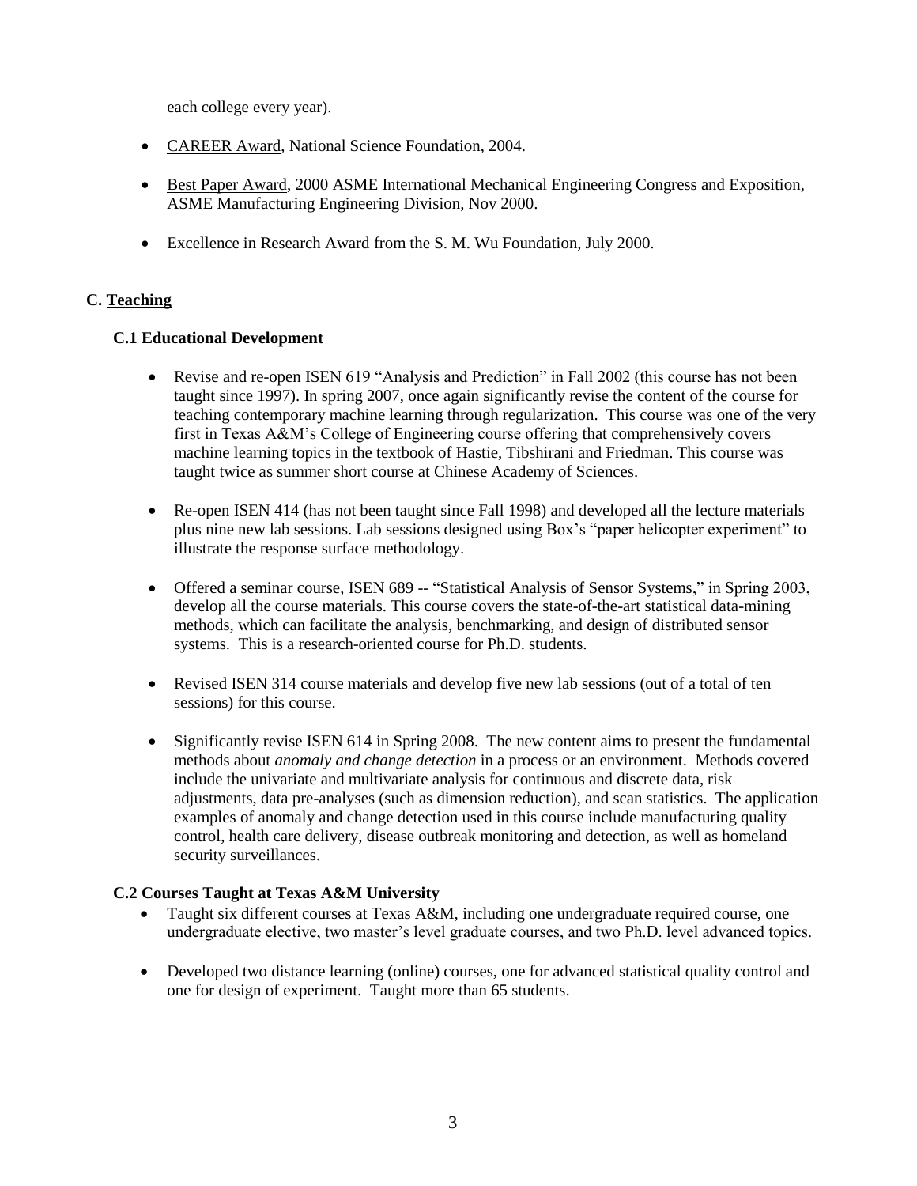each college every year).

- CAREER Award, National Science Foundation, 2004.
- Best Paper Award, 2000 ASME International Mechanical Engineering Congress and Exposition, ASME Manufacturing Engineering Division, Nov 2000.
- Excellence in Research Award from the S. M. Wu Foundation, July 2000.

## C. Teaching

### C.1 Educational Development

- Revise and re-open ISEN 619 "Analysis and Prediction" in Fall 2002 (this course has not been taught since 1997). In spring 2007, once again significantly revise the content of the course for teaching contemporary machine learning through regularization. This course was one of the very first in Texas A&M's College of Engineering course offering that comprehensively covers machine learning topics in the textbook of Hastie, Tibshirani and Friedman. This course was taught twice as summer short course at Chinese Academy of Sciences.
- Re-open ISEN 414 (has not been taught since Fall 1998) and developed all the lecture materials plus nine new lab sessions. Lab sessions designed using Box's "paper helicopter experiment" to illustrate the response surface methodology.
- Offered a seminar course, ISEN 689 -- "Statistical Analysis of Sensor Systems," in Spring 2003, develop all the course materials. This course covers the state-of-the-art statistical data-mining methods, which can facilitate the analysis, benchmarking, and design of distributed sensor systems. This is a research-oriented course for Ph.D. students.
- Revised ISEN 314 course materials and develop five new lab sessions (out of a total of ten sessions) for this course.
- Significantly revise ISEN 614 in Spring 2008. The new content aims to present the fundamental methods about *anomaly and change detection* in a process or an environment. Methods covered include the univariate and multivariate analysis for continuous and discrete data, risk adjustments, data pre-analyses (such as dimension reduction), and scan statistics. The application examples of anomaly and change detection used in this course include manufacturing quality control, health care delivery, disease outbreak monitoring and detection, as well as homeland security surveillances.

### C.2 Courses Taught at Texas A&M University

- Taught six different courses at Texas A&M, including one undergraduate required course, one undergraduate elective, two master's level graduate courses, and two Ph.D. level advanced topics.
- Developed two distance learning (online) courses, one for advanced statistical quality control and one for design of experiment. Taught more than 65 students.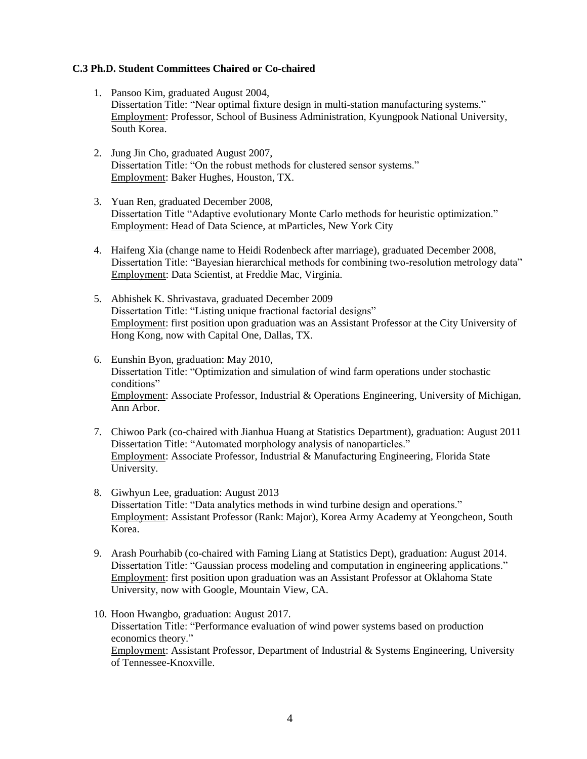### C.3 Ph.D. Student Committees Chaired or Co-chaired

1. Pansoo Kim, graduated August 2004,
   Dissertation Title: "Near optimal fixture design in multi-station manufacturing systems."
   Employment: Professor, School of Business Administration, Kyungpook National University, South Korea.

2. Jung Jin Cho, graduated August 2007,
   Dissertation Title: "On the robust methods for clustered sensor systems."
   Employment: Baker Hughes, Houston, TX.

3. Yuan Ren, graduated December 2008,
   Dissertation Title "Adaptive evolutionary Monte Carlo methods for heuristic optimization."
   Employment: Head of Data Science, at mParticles, New York City

4. Haifeng Xia (change name to Heidi Rodenbeck after marriage), graduated December 2008,
   Dissertation Title: "Bayesian hierarchical methods for combining two-resolution metrology data"
   Employment: Data Scientist, at Freddie Mac, Virginia.

5. Abhishek K. Shrivastava, graduated December 2009
   Dissertation Title: "Listing unique fractional factorial designs"
   Employment: first position upon graduation was an Assistant Professor at the City University of Hong Kong, now with Capital One, Dallas, TX.

6. Eunshin Byon, graduation: May 2010,
   Dissertation Title: "Optimization and simulation of wind farm operations under stochastic conditions"
   Employment: Associate Professor, Industrial & Operations Engineering, University of Michigan, Ann Arbor.

7. Chiwoo Park (co-chaired with Jianhua Huang at Statistics Department), graduation: August 2011
   Dissertation Title: "Automated morphology analysis of nanoparticles."
   Employment: Associate Professor, Industrial & Manufacturing Engineering, Florida State University.

8. Giwhyun Lee, graduation: August 2013
   Dissertation Title: "Data analytics methods in wind turbine design and operations."
   Employment: Assistant Professor (Rank: Major), Korea Army Academy at Yeongcheon, South Korea.

9. Arash Pourhabib (co-chaired with Faming Liang at Statistics Dept), graduation: August 2014.
   Dissertation Title: "Gaussian process modeling and computation in engineering applications."
   Employment: first position upon graduation was an Assistant Professor at Oklahoma State University, now with Google, Mountain View, CA.

10. Hoon Hwangbo, graduation: August 2017.
    Dissertation Title: "Performance evaluation of wind power systems based on production economics theory."
    Employment: Assistant Professor, Department of Industrial & Systems Engineering, University of Tennessee-Knoxville.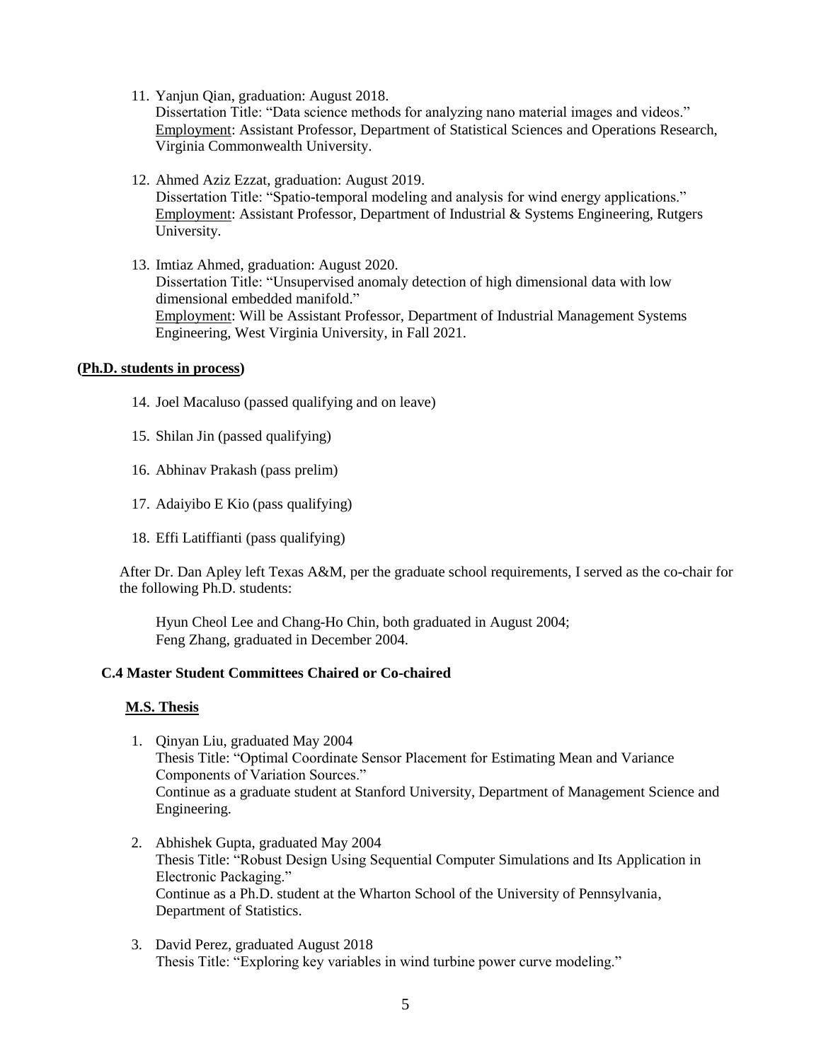11. Yanjun Qian, graduation: August 2018.
    Dissertation Title: “Data science methods for analyzing nano material images and videos.”
    Employment: Assistant Professor, Department of Statistical Sciences and Operations Research, Virginia Commonwealth University.

12. Ahmed Aziz Ezzat, graduation: August 2019.
    Dissertation Title: “Spatio-temporal modeling and analysis for wind energy applications.”
    Employment: Assistant Professor, Department of Industrial & Systems Engineering, Rutgers University.

13. Imtiaz Ahmed, graduation: August 2020.
    Dissertation Title: “Unsupervised anomaly detection of high dimensional data with low dimensional embedded manifold.”
    Employment: Will be Assistant Professor, Department of Industrial Management Systems Engineering, West Virginia University, in Fall 2021.

**(Ph.D. students in process)**

14. Joel Macaluso (passed qualifying and on leave)

15. Shilan Jin (passed qualifying)

16. Abhinav Prakash (pass prelim)

17. Adaiyibo E Kio (pass qualifying)

18. Effi Latiffianti (pass qualifying)

After Dr. Dan Apley left Texas A&M, per the graduate school requirements, I served as the co-chair for the following Ph.D. students:

Hyun Cheol Lee and Chang-Ho Chin, both graduated in August 2004;
Feng Zhang, graduated in December 2004.

### C.4 Master Student Committees Chaired or Co-chaired

**M.S. Thesis**

1. Qinyan Liu, graduated May 2004
   Thesis Title: “Optimal Coordinate Sensor Placement for Estimating Mean and Variance Components of Variation Sources.”
   Continue as a graduate student at Stanford University, Department of Management Science and Engineering.

2. Abhishek Gupta, graduated May 2004
   Thesis Title: “Robust Design Using Sequential Computer Simulations and Its Application in Electronic Packaging.”
   Continue as a Ph.D. student at the Wharton School of the University of Pennsylvania, Department of Statistics.

3. David Perez, graduated August 2018
   Thesis Title: “Exploring key variables in wind turbine power curve modeling.”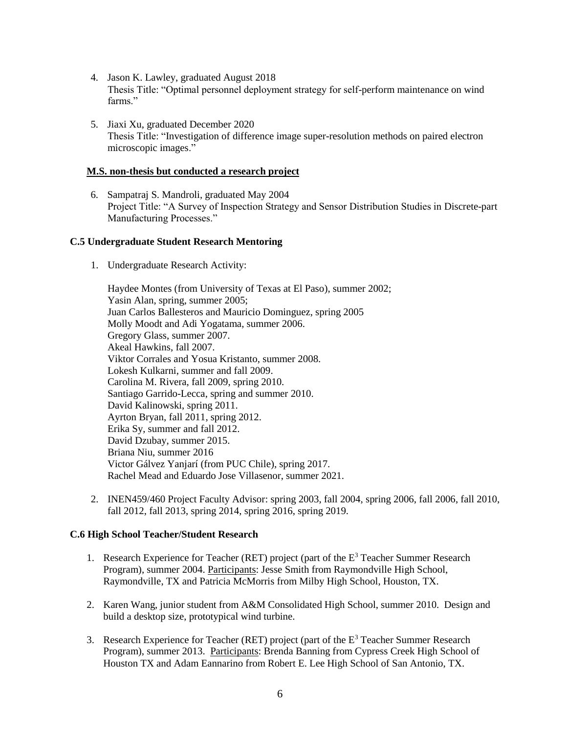4. Jason K. Lawley, graduated August 2018
   Thesis Title: "Optimal personnel deployment strategy for self-perform maintenance on wind farms."

5. Jiaxi Xu, graduated December 2020
   Thesis Title: "Investigation of difference image super-resolution methods on paired electron microscopic images."

**M.S. non-thesis but conducted a research project**

6. Sampatraj S. Mandroli, graduated May 2004
   Project Title: "A Survey of Inspection Strategy and Sensor Distribution Studies in Discrete-part Manufacturing Processes."

### C.5 Undergraduate Student Research Mentoring

1. Undergraduate Research Activity:

   Haydee Montes (from University of Texas at El Paso), summer 2002;
   Yasin Alan, spring, summer 2005;
   Juan Carlos Ballesteros and Mauricio Dominguez, spring 2005
   Molly Moodt and Adi Yogatama, summer 2006.
   Gregory Glass, summer 2007.
   Akeal Hawkins, fall 2007.
   Viktor Corrales and Yosua Kristanto, summer 2008.
   Lokesh Kulkarni, summer and fall 2009.
   Carolina M. Rivera, fall 2009, spring 2010.
   Santiago Garrido-Lecca, spring and summer 2010.
   David Kalinowski, spring 2011.
   Ayrton Bryan, fall 2011, spring 2012.
   Erika Sy, summer and fall 2012.
   David Dzubay, summer 2015.
   Briana Niu, summer 2016
   Victor Gálvez Yanjarí (from PUC Chile), spring 2017.
   Rachel Mead and Eduardo Jose Villasenor, summer 2021.

2. INEN459/460 Project Faculty Advisor: spring 2003, fall 2004, spring 2006, fall 2006, fall 2010, fall 2012, fall 2013, spring 2014, spring 2016, spring 2019.

### C.6 High School Teacher/Student Research

1. Research Experience for Teacher (RET) project (part of the $E^3$ Teacher Summer Research Program), summer 2004. Participants: Jesse Smith from Raymondville High School, Raymondville, TX and Patricia McMorris from Milby High School, Houston, TX.

2. Karen Wang, junior student from A&M Consolidated High School, summer 2010. Design and build a desktop size, prototypical wind turbine.

3. Research Experience for Teacher (RET) project (part of the $E^3$ Teacher Summer Research Program), summer 2013. Participants: Brenda Banning from Cypress Creek High School of Houston TX and Adam Eannarino from Robert E. Lee High School of San Antonio, TX.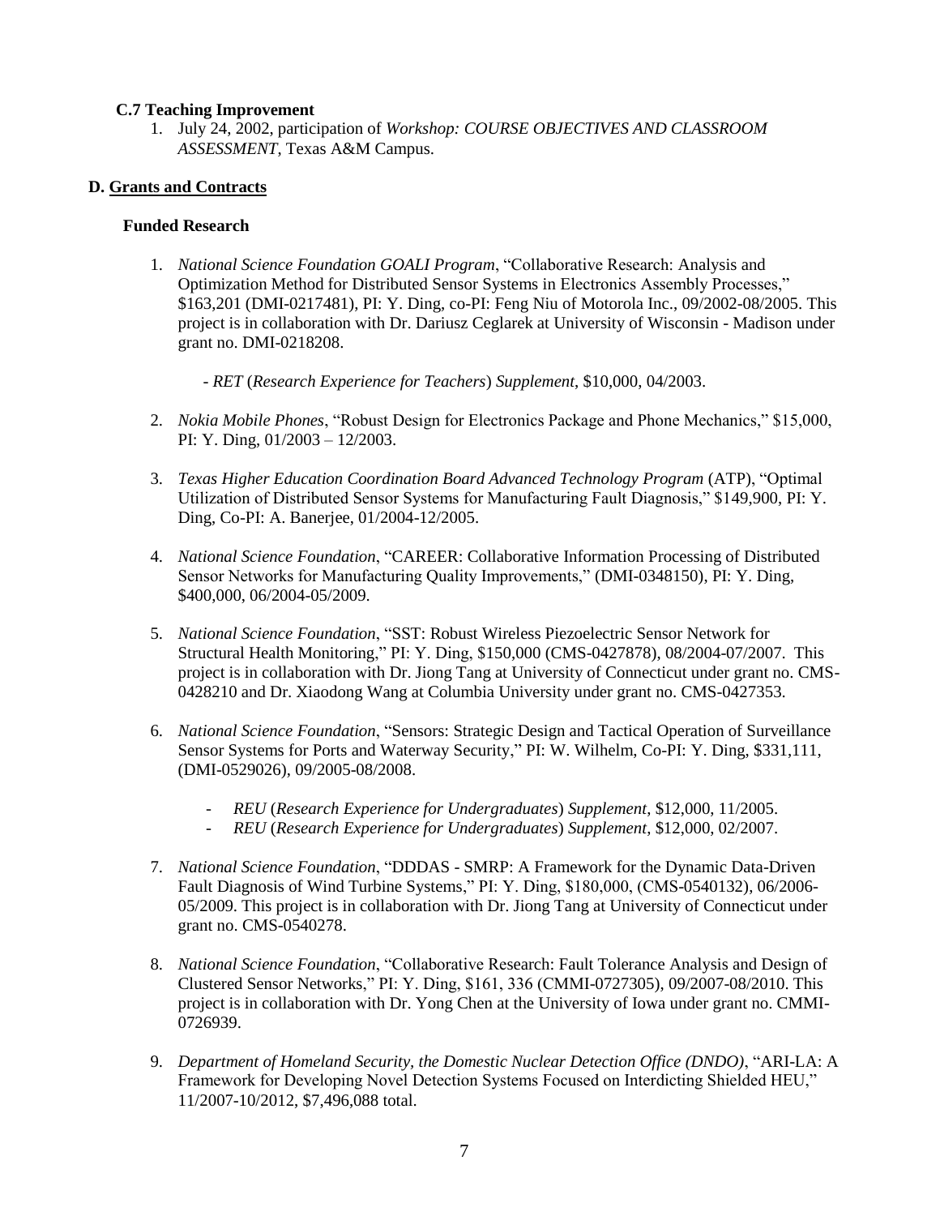### C.7 Teaching Improvement

1. July 24, 2002, participation of *Workshop: COURSE OBJECTIVES AND CLASSROOM ASSESSMENT*, Texas A&M Campus.

## D. Grants and Contracts

### Funded Research

1. *National Science Foundation GOALI Program*, "Collaborative Research: Analysis and Optimization Method for Distributed Sensor Systems in Electronics Assembly Processes," $163,201 (DMI-0217481), PI: Y. Ding, co-PI: Feng Niu of Motorola Inc., 09/2002-08/2005. This project is in collaboration with Dr. Dariusz Ceglarek at University of Wisconsin - Madison under grant no. DMI-0218208.

   - *RET* (*Research Experience for Teachers*) *Supplement*, $10,000, 04/2003.

2. *Nokia Mobile Phones*, "Robust Design for Electronics Package and Phone Mechanics," $15,000, PI: Y. Ding, 01/2003 – 12/2003.

3. *Texas Higher Education Coordination Board Advanced Technology Program* (ATP), "Optimal Utilization of Distributed Sensor Systems for Manufacturing Fault Diagnosis," $149,900, PI: Y. Ding, Co-PI: A. Banerjee, 01/2004-12/2005.

4. *National Science Foundation*, "CAREER: Collaborative Information Processing of Distributed Sensor Networks for Manufacturing Quality Improvements," (DMI-0348150), PI: Y. Ding, $400,000, 06/2004-05/2009.

5. *National Science Foundation*, "SST: Robust Wireless Piezoelectric Sensor Network for Structural Health Monitoring," PI: Y. Ding, $150,000 (CMS-0427878), 08/2004-07/2007. This project is in collaboration with Dr. Jiong Tang at University of Connecticut under grant no. CMS-0428210 and Dr. Xiaodong Wang at Columbia University under grant no. CMS-0427353.

6. *National Science Foundation*, "Sensors: Strategic Design and Tactical Operation of Surveillance Sensor Systems for Ports and Waterway Security," PI: W. Wilhelm, Co-PI: Y. Ding, $331,111, (DMI-0529026), 09/2005-08/2008.

   - *REU* (*Research Experience for Undergraduates*) *Supplement*, $12,000, 11/2005.
   - *REU* (*Research Experience for Undergraduates*) *Supplement*, $12,000, 02/2007.

7. *National Science Foundation*, "DDDAS - SMRP: A Framework for the Dynamic Data-Driven Fault Diagnosis of Wind Turbine Systems," PI: Y. Ding, $180,000, (CMS-0540132), 06/2006-05/2009. This project is in collaboration with Dr. Jiong Tang at University of Connecticut under grant no. CMS-0540278.

8. *National Science Foundation*, "Collaborative Research: Fault Tolerance Analysis and Design of Clustered Sensor Networks," PI: Y. Ding, $161, 336 (CMMI-0727305), 09/2007-08/2010. This project is in collaboration with Dr. Yong Chen at the University of Iowa under grant no. CMMI-0726939.

9. *Department of Homeland Security, the Domestic Nuclear Detection Office (DNDO)*, "ARI-LA: A Framework for Developing Novel Detection Systems Focused on Interdicting Shielded HEU," 11/2007-10/2012, $7,496,088 total.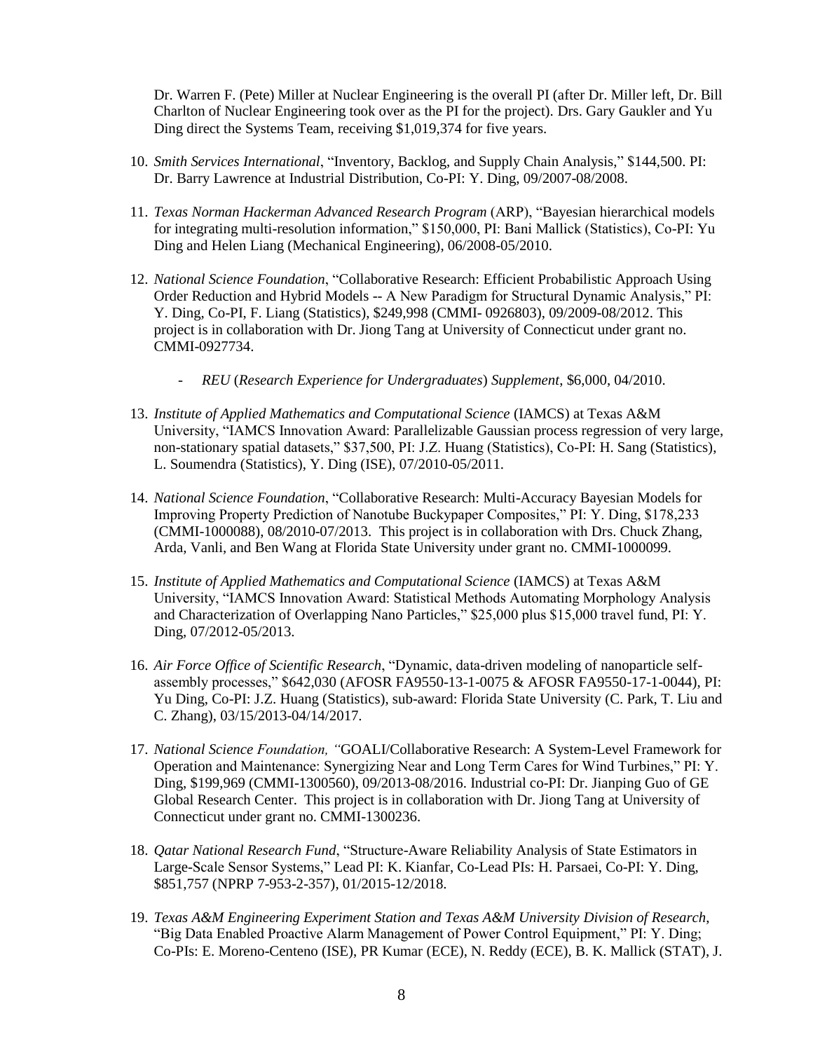Dr. Warren F. (Pete) Miller at Nuclear Engineering is the overall PI (after Dr. Miller left, Dr. Bill Charlton of Nuclear Engineering took over as the PI for the project). Drs. Gary Gaukler and Yu Ding direct the Systems Team, receiving $1,019,374 for five years.

10. *Smith Services International*, "Inventory, Backlog, and Supply Chain Analysis," $144,500. PI: Dr. Barry Lawrence at Industrial Distribution, Co-PI: Y. Ding, 09/2007-08/2008.

11. *Texas Norman Hackerman Advanced Research Program* (ARP), "Bayesian hierarchical models for integrating multi-resolution information," $150,000, PI: Bani Mallick (Statistics), Co-PI: Yu Ding and Helen Liang (Mechanical Engineering), 06/2008-05/2010.

12. *National Science Foundation*, "Collaborative Research: Efficient Probabilistic Approach Using Order Reduction and Hybrid Models -- A New Paradigm for Structural Dynamic Analysis," PI: Y. Ding, Co-PI, F. Liang (Statistics), $249,998 (CMMI- 0926803), 09/2009-08/2012. This project is in collaboration with Dr. Jiong Tang at University of Connecticut under grant no. CMMI-0927734.

    - *REU* (*Research Experience for Undergraduates*) *Supplement*, $6,000, 04/2010.

13. *Institute of Applied Mathematics and Computational Science* (IAMCS) at Texas A&M University, "IAMCS Innovation Award: Parallelizable Gaussian process regression of very large, non-stationary spatial datasets," $37,500, PI: J.Z. Huang (Statistics), Co-PI: H. Sang (Statistics), L. Soumendra (Statistics), Y. Ding (ISE), 07/2010-05/2011.

14. *National Science Foundation*, "Collaborative Research: Multi-Accuracy Bayesian Models for Improving Property Prediction of Nanotube Buckypaper Composites," PI: Y. Ding, $178,233 (CMMI-1000088), 08/2010-07/2013. This project is in collaboration with Drs. Chuck Zhang, Arda, Vanli, and Ben Wang at Florida State University under grant no. CMMI-1000099.

15. *Institute of Applied Mathematics and Computational Science* (IAMCS) at Texas A&M University, "IAMCS Innovation Award: Statistical Methods Automating Morphology Analysis and Characterization of Overlapping Nano Particles," $25,000 plus $15,000 travel fund, PI: Y. Ding, 07/2012-05/2013.

16. *Air Force Office of Scientific Research*, "Dynamic, data-driven modeling of nanoparticle self-assembly processes," $642,030 (AFOSR FA9550-13-1-0075 & AFOSR FA9550-17-1-0044), PI: Yu Ding, Co-PI: J.Z. Huang (Statistics), sub-award: Florida State University (C. Park, T. Liu and C. Zhang), 03/15/2013-04/14/2017.

17. *National Science Foundation, "*GOALI/Collaborative Research: A System-Level Framework for Operation and Maintenance: Synergizing Near and Long Term Cares for Wind Turbines," PI: Y. Ding, $199,969 (CMMI-1300560), 09/2013-08/2016. Industrial co-PI: Dr. Jianping Guo of GE Global Research Center. This project is in collaboration with Dr. Jiong Tang at University of Connecticut under grant no. CMMI-1300236.

18. *Qatar National Research Fund*, "Structure-Aware Reliability Analysis of State Estimators in Large-Scale Sensor Systems," Lead PI: K. Kianfar, Co-Lead PIs: H. Parsaei, Co-PI: Y. Ding, $851,757 (NPRP 7-953-2-357), 01/2015-12/2018.

19. *Texas A&M Engineering Experiment Station and Texas A&M University Division of Research*, "Big Data Enabled Proactive Alarm Management of Power Control Equipment," PI: Y. Ding; Co-PIs: E. Moreno-Centeno (ISE), PR Kumar (ECE), N. Reddy (ECE), B. K. Mallick (STAT), J.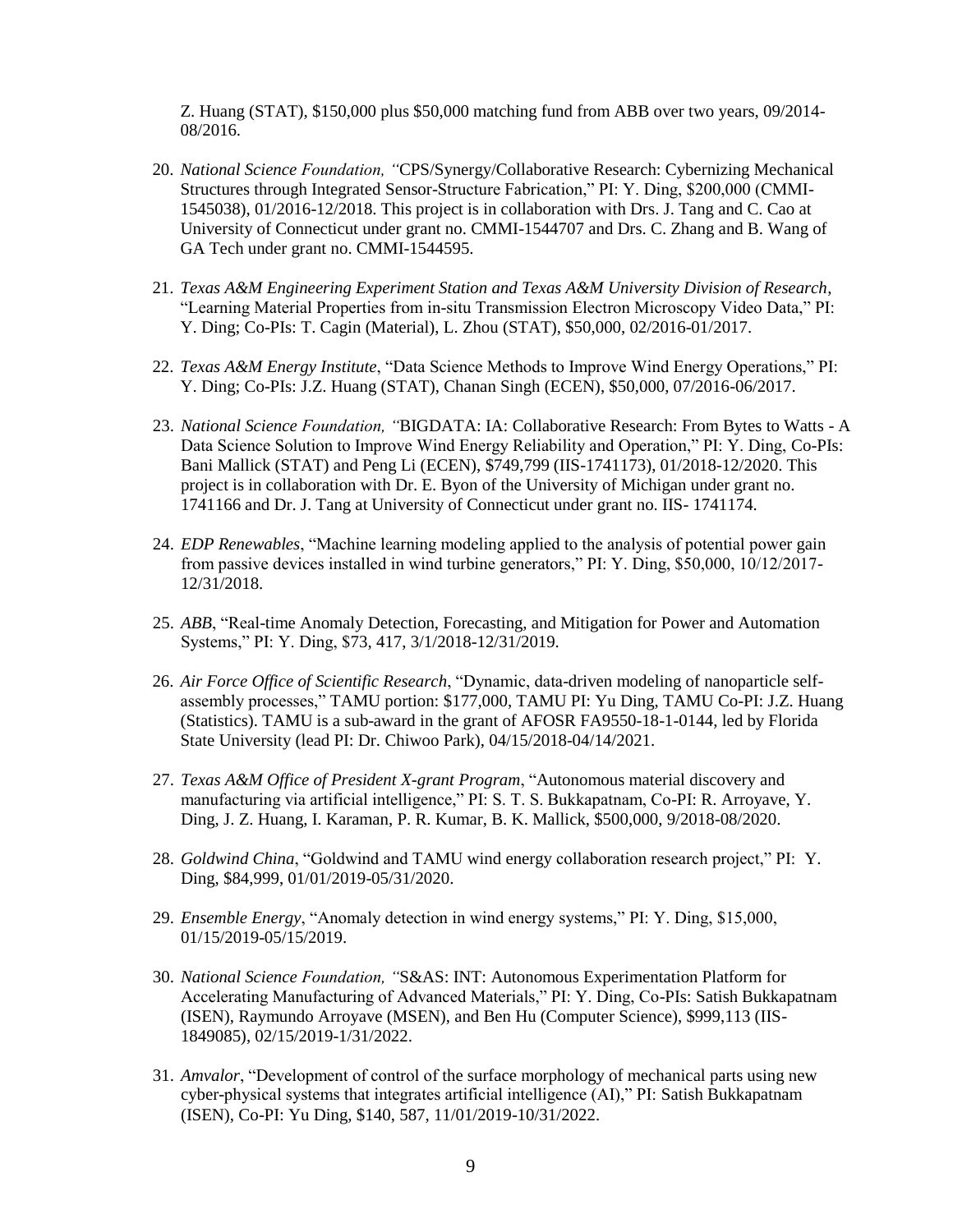Z. Huang (STAT), $150,000 plus $50,000 matching fund from ABB over two years, 09/2014-08/2016.

20. *National Science Foundation, "*CPS/Synergy/Collaborative Research: Cybernizing Mechanical Structures through Integrated Sensor-Structure Fabrication," PI: Y. Ding, $200,000 (CMMI-1545038), 01/2016-12/2018. This project is in collaboration with Drs. J. Tang and C. Cao at University of Connecticut under grant no. CMMI-1544707 and Drs. C. Zhang and B. Wang of GA Tech under grant no. CMMI-1544595.

21. *Texas A&M Engineering Experiment Station and Texas A&M University Division of Research*, "Learning Material Properties from in-situ Transmission Electron Microscopy Video Data," PI: Y. Ding; Co-PIs: T. Cagin (Material), L. Zhou (STAT), $50,000, 02/2016-01/2017.

22. *Texas A&M Energy Institute*, "Data Science Methods to Improve Wind Energy Operations," PI: Y. Ding; Co-PIs: J.Z. Huang (STAT), Chanan Singh (ECEN), $50,000, 07/2016-06/2017.

23. *National Science Foundation, "*BIGDATA: IA: Collaborative Research: From Bytes to Watts - A Data Science Solution to Improve Wind Energy Reliability and Operation," PI: Y. Ding, Co-PIs: Bani Mallick (STAT) and Peng Li (ECEN), $749,799 (IIS-1741173), 01/2018-12/2020. This project is in collaboration with Dr. E. Byon of the University of Michigan under grant no. 1741166 and Dr. J. Tang at University of Connecticut under grant no. IIS- 1741174.

24. *EDP Renewables*, "Machine learning modeling applied to the analysis of potential power gain from passive devices installed in wind turbine generators," PI: Y. Ding, $50,000, 10/12/2017-12/31/2018.

25. *ABB*, "Real-time Anomaly Detection, Forecasting, and Mitigation for Power and Automation Systems," PI: Y. Ding, $73, 417, 3/1/2018-12/31/2019.

26. *Air Force Office of Scientific Research*, "Dynamic, data-driven modeling of nanoparticle self-assembly processes," TAMU portion: $177,000, TAMU PI: Yu Ding, TAMU Co-PI: J.Z. Huang (Statistics). TAMU is a sub-award in the grant of AFOSR FA9550-18-1-0144, led by Florida State University (lead PI: Dr. Chiwoo Park), 04/15/2018-04/14/2021.

27. *Texas A&M Office of President X-grant Program*, "Autonomous material discovery and manufacturing via artificial intelligence," PI: S. T. S. Bukkapatnam, Co-PI: R. Arroyave, Y. Ding, J. Z. Huang, I. Karaman, P. R. Kumar, B. K. Mallick, $500,000, 9/2018-08/2020.

28. *Goldwind China*, "Goldwind and TAMU wind energy collaboration research project," PI: Y. Ding, $84,999, 01/01/2019-05/31/2020.

29. *Ensemble Energy*, "Anomaly detection in wind energy systems," PI: Y. Ding, $15,000, 01/15/2019-05/15/2019.

30. *National Science Foundation, "*S&AS: INT: Autonomous Experimentation Platform for Accelerating Manufacturing of Advanced Materials," PI: Y. Ding, Co-PIs: Satish Bukkapatnam (ISEN), Raymundo Arroyave (MSEN), and Ben Hu (Computer Science), $999,113 (IIS-1849085), 02/15/2019-1/31/2022.

31. *Amvalor*, "Development of control of the surface morphology of mechanical parts using new cyber-physical systems that integrates artificial intelligence (AI)," PI: Satish Bukkapatnam (ISEN), Co-PI: Yu Ding, $140, 587, 11/01/2019-10/31/2022.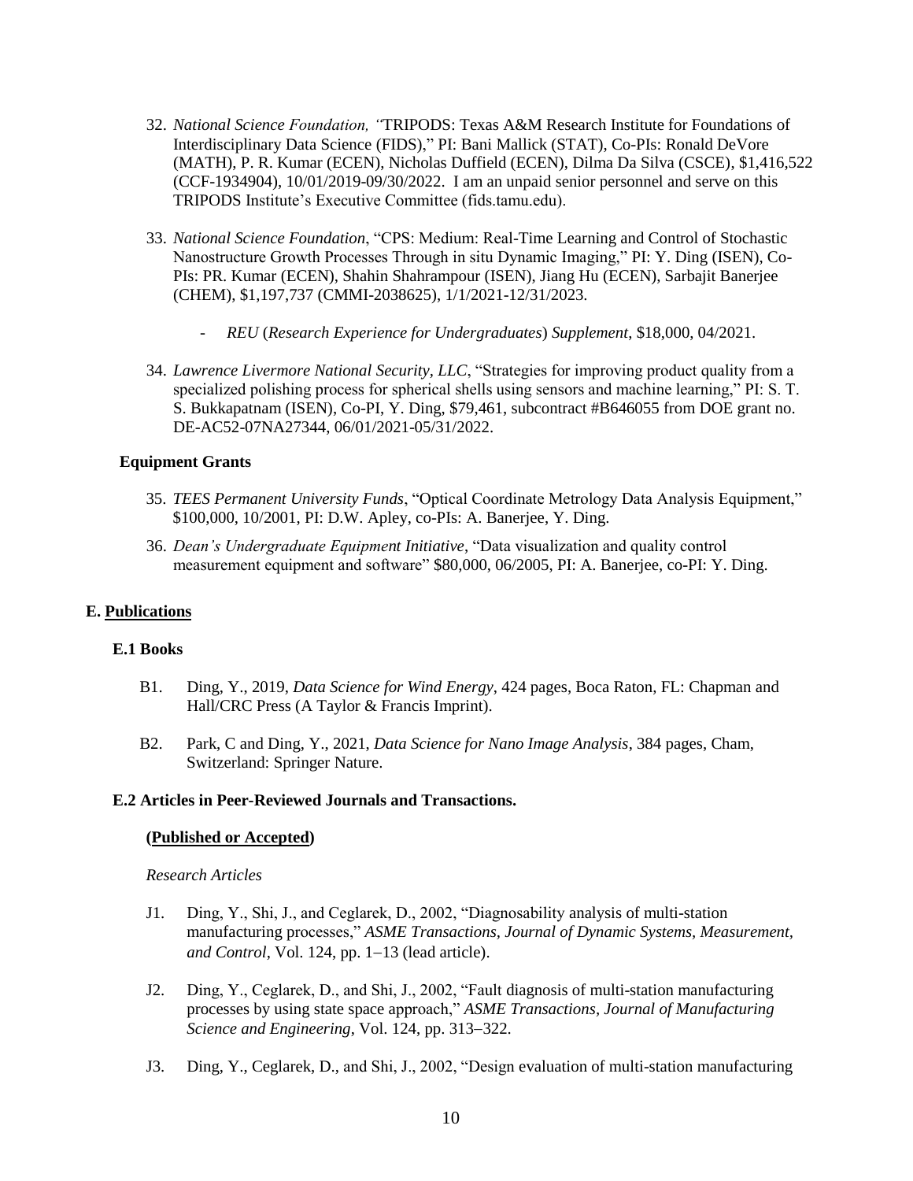32. *National Science Foundation, "*TRIPODS: Texas A&M Research Institute for Foundations of Interdisciplinary Data Science (FIDS)," PI: Bani Mallick (STAT), Co-PIs: Ronald DeVore (MATH), P. R. Kumar (ECEN), Nicholas Duffield (ECEN), Dilma Da Silva (CSCE), $1,416,522 (CCF-1934904), 10/01/2019-09/30/2022. I am an unpaid senior personnel and serve on this TRIPODS Institute's Executive Committee (fids.tamu.edu).

33. *National Science Foundation*, "CPS: Medium: Real-Time Learning and Control of Stochastic Nanostructure Growth Processes Through in situ Dynamic Imaging," PI: Y. Ding (ISEN), Co-PIs: PR. Kumar (ECEN), Shahin Shahrampour (ISEN), Jiang Hu (ECEN), Sarbajit Banerjee (CHEM), $1,197,737 (CMMI-2038625), 1/1/2021-12/31/2023.

    - *REU* (*Research Experience for Undergraduates*) *Supplement*, $18,000, 04/2021.

34. *Lawrence Livermore National Security, LLC*, "Strategies for improving product quality from a specialized polishing process for spherical shells using sensors and machine learning," PI: S. T. S. Bukkapatnam (ISEN), Co-PI, Y. Ding, $79,461, subcontract #B646055 from DOE grant no. DE-AC52-07NA27344, 06/01/2021-05/31/2022.

### Equipment Grants

35. *TEES Permanent University Funds*, "Optical Coordinate Metrology Data Analysis Equipment," $100,000, 10/2001, PI: D.W. Apley, co-PIs: A. Banerjee, Y. Ding.

36. *Dean's Undergraduate Equipment Initiative*, "Data visualization and quality control measurement equipment and software" $80,000, 06/2005, PI: A. Banerjee, co-PI: Y. Ding.

## E. Publications

### E.1 Books

B1. Ding, Y., 2019, *Data Science for Wind Energy*, 424 pages, Boca Raton, FL: Chapman and Hall/CRC Press (A Taylor & Francis Imprint).

B2. Park, C and Ding, Y., 2021, *Data Science for Nano Image Analysis*, 384 pages, Cham, Switzerland: Springer Nature.

### E.2 Articles in Peer-Reviewed Journals and Transactions.

**(Published or Accepted)**

*Research Articles*

J1. Ding, Y., Shi, J., and Ceglarek, D., 2002, "Diagnosability analysis of multi-station manufacturing processes," *ASME Transactions, Journal of Dynamic Systems, Measurement, and Control*, Vol. 124, pp. 1–13 (lead article).

J2. Ding, Y., Ceglarek, D., and Shi, J., 2002, "Fault diagnosis of multi-station manufacturing processes by using state space approach," *ASME Transactions, Journal of Manufacturing Science and Engineering*, Vol. 124, pp. 313–322.

J3. Ding, Y., Ceglarek, D., and Shi, J., 2002, "Design evaluation of multi-station manufacturing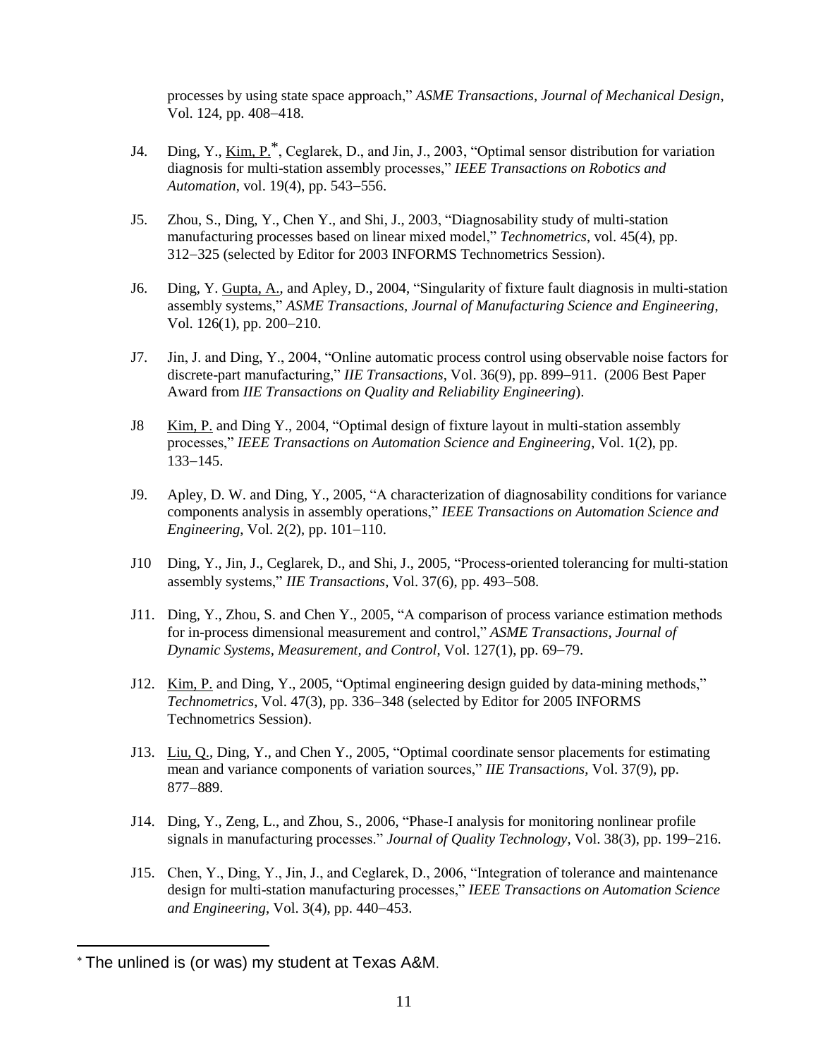processes by using state space approach," *ASME Transactions, Journal of Mechanical Design*, Vol. 124, pp. 408−418.

J4. Ding, Y., Kim, P.[*], Ceglarek, D., and Jin, J., 2003, "Optimal sensor distribution for variation diagnosis for multi-station assembly processes," *IEEE Transactions on Robotics and Automation*, vol. 19(4), pp. 543−556.

J5. Zhou, S., Ding, Y., Chen Y., and Shi, J., 2003, "Diagnosability study of multi-station manufacturing processes based on linear mixed model," *Technometrics*, vol. 45(4), pp. 312−325 (selected by Editor for 2003 INFORMS Technometrics Session).

J6. Ding, Y. Gupta, A., and Apley, D., 2004, "Singularity of fixture fault diagnosis in multi-station assembly systems," *ASME Transactions, Journal of Manufacturing Science and Engineering*, Vol. 126(1), pp. 200−210.

J7. Jin, J. and Ding, Y., 2004, "Online automatic process control using observable noise factors for discrete-part manufacturing," *IIE Transactions*, Vol. 36(9), pp. 899−911. (2006 Best Paper Award from *IIE Transactions on Quality and Reliability Engineering*).

J8 Kim, P. and Ding Y., 2004, "Optimal design of fixture layout in multi-station assembly processes," *IEEE Transactions on Automation Science and Engineering*, Vol. 1(2), pp. 133−145.

J9. Apley, D. W. and Ding, Y., 2005, "A characterization of diagnosability conditions for variance components analysis in assembly operations," *IEEE Transactions on Automation Science and Engineering*, Vol. 2(2), pp. 101−110.

J10 Ding, Y., Jin, J., Ceglarek, D., and Shi, J., 2005, "Process-oriented tolerancing for multi-station assembly systems," *IIE Transactions*, Vol. 37(6), pp. 493−508.

J11. Ding, Y., Zhou, S. and Chen Y., 2005, "A comparison of process variance estimation methods for in-process dimensional measurement and control," *ASME Transactions, Journal of Dynamic Systems, Measurement, and Control*, Vol. 127(1), pp. 69−79.

J12. Kim, P. and Ding, Y., 2005, "Optimal engineering design guided by data-mining methods," *Technometrics*, Vol. 47(3), pp. 336−348 (selected by Editor for 2005 INFORMS Technometrics Session).

J13. Liu, Q., Ding, Y., and Chen Y., 2005, "Optimal coordinate sensor placements for estimating mean and variance components of variation sources," *IIE Transactions*, Vol. 37(9), pp. 877−889.

J14. Ding, Y., Zeng, L., and Zhou, S., 2006, "Phase-I analysis for monitoring nonlinear profile signals in manufacturing processes." *Journal of Quality Technology*, Vol. 38(3), pp. 199−216.

J15. Chen, Y., Ding, Y., Jin, J., and Ceglarek, D., 2006, "Integration of tolerance and maintenance design for multi-station manufacturing processes," *IEEE Transactions on Automation Science and Engineering*, Vol. 3(4), pp. 440−453.

---

[*] The unlined is (or was) my student at Texas A&M.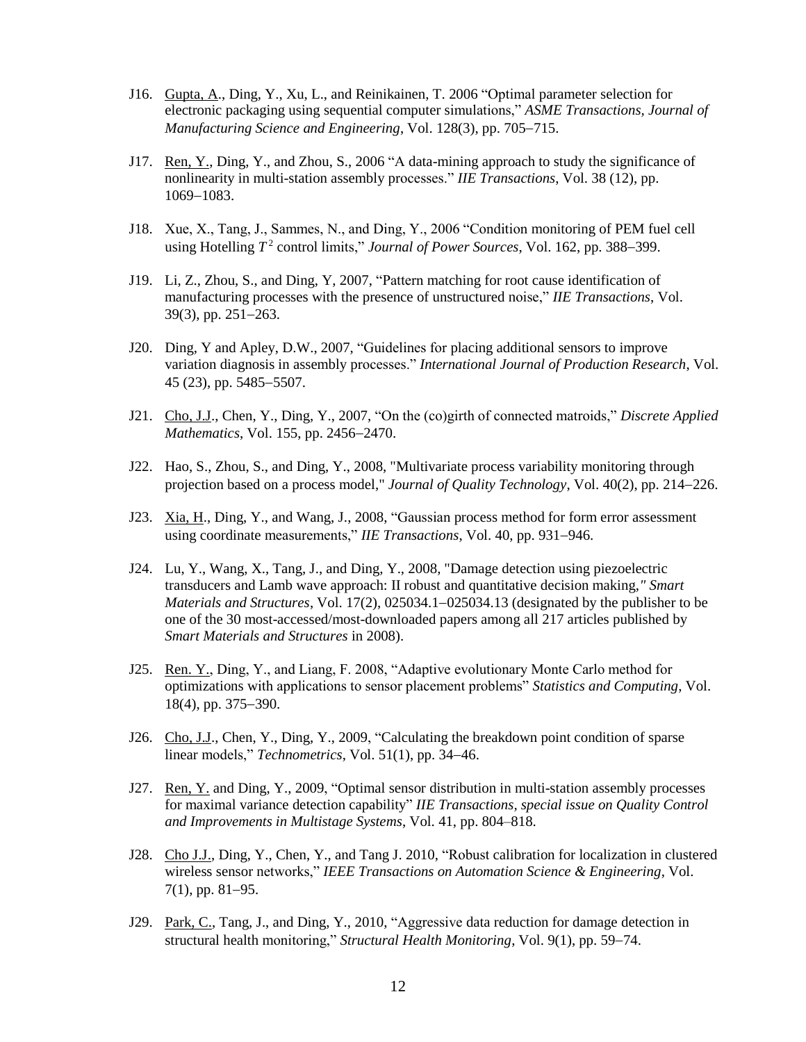J16. Gupta, A., Ding, Y., Xu, L., and Reinikainen, T. 2006 "Optimal parameter selection for electronic packaging using sequential computer simulations," *ASME Transactions, Journal of Manufacturing Science and Engineering*, Vol. 128(3), pp. 705−715.

J17. Ren, Y., Ding, Y., and Zhou, S., 2006 "A data-mining approach to study the significance of nonlinearity in multi-station assembly processes." *IIE Transactions*, Vol. 38 (12), pp. 1069−1083.

J18. Xue, X., Tang, J., Sammes, N., and Ding, Y., 2006 "Condition monitoring of PEM fuel cell using Hotelling $T^2$ control limits," *Journal of Power Sources*, Vol. 162, pp. 388−399.

J19. Li, Z., Zhou, S., and Ding, Y, 2007, "Pattern matching for root cause identification of manufacturing processes with the presence of unstructured noise," *IIE Transactions*, Vol. 39(3), pp. 251−263.

J20. Ding, Y and Apley, D.W., 2007, "Guidelines for placing additional sensors to improve variation diagnosis in assembly processes." *International Journal of Production Research*, Vol. 45 (23), pp. 5485−5507.

J21. Cho, J.J., Chen, Y., Ding, Y., 2007, "On the (co)girth of connected matroids," *Discrete Applied Mathematics*, Vol. 155, pp. 2456−2470.

J22. Hao, S., Zhou, S., and Ding, Y., 2008, "Multivariate process variability monitoring through projection based on a process model," *Journal of Quality Technology*, Vol. 40(2), pp. 214−226.

J23. Xia, H., Ding, Y., and Wang, J., 2008, "Gaussian process method for form error assessment using coordinate measurements," *IIE Transactions*, Vol. 40, pp. 931−946.

J24. Lu, Y., Wang, X., Tang, J., and Ding, Y., 2008, "Damage detection using piezoelectric transducers and Lamb wave approach: II robust and quantitative decision making," *Smart Materials and Structures*, Vol. 17(2), 025034.1−025034.13 (designated by the publisher to be one of the 30 most-accessed/most-downloaded papers among all 217 articles published by *Smart Materials and Structures* in 2008).

J25. Ren. Y., Ding, Y., and Liang, F. 2008, "Adaptive evolutionary Monte Carlo method for optimizations with applications to sensor placement problems" *Statistics and Computing*, Vol. 18(4), pp. 375−390.

J26. Cho, J.J., Chen, Y., Ding, Y., 2009, "Calculating the breakdown point condition of sparse linear models," *Technometrics*, Vol. 51(1), pp. 34−46.

J27. Ren, Y. and Ding, Y., 2009, "Optimal sensor distribution in multi-station assembly processes for maximal variance detection capability" *IIE Transactions, special issue on Quality Control and Improvements in Multistage Systems*, Vol. 41, pp. 804–818.

J28. Cho J.J., Ding, Y., Chen, Y., and Tang J. 2010, "Robust calibration for localization in clustered wireless sensor networks," *IEEE Transactions on Automation Science & Engineering*, Vol. 7(1), pp. 81−95.

J29. Park, C., Tang, J., and Ding, Y., 2010, "Aggressive data reduction for damage detection in structural health monitoring," *Structural Health Monitoring*, Vol. 9(1), pp. 59−74.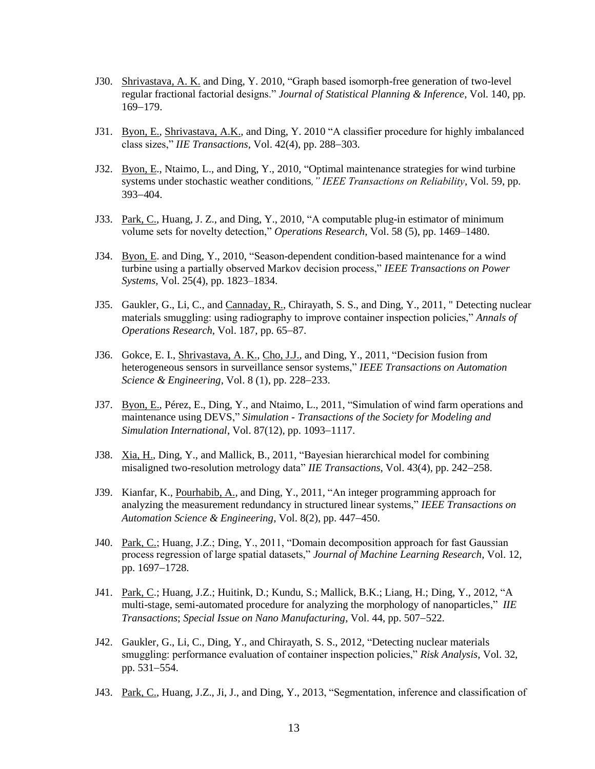J30. Shrivastava, A. K. and Ding, Y. 2010, "Graph based isomorph-free generation of two-level regular fractional factorial designs." *Journal of Statistical Planning & Inference*, Vol. 140, pp. 169–179.

J31. Byon, E., Shrivastava, A.K., and Ding, Y. 2010 "A classifier procedure for highly imbalanced class sizes," *IIE Transactions*, Vol. 42(4), pp. 288–303.

J32. Byon, E., Ntaimo, L., and Ding, Y., 2010, "Optimal maintenance strategies for wind turbine systems under stochastic weather conditions*," IEEE Transactions on Reliability*, Vol. 59, pp. 393–404.

J33. Park, C., Huang, J. Z., and Ding, Y., 2010, "A computable plug-in estimator of minimum volume sets for novelty detection," *Operations Research*, Vol. 58 (5), pp. 1469–1480.

J34. Byon, E. and Ding, Y., 2010, "Season-dependent condition-based maintenance for a wind turbine using a partially observed Markov decision process," *IEEE Transactions on Power Systems*, Vol. 25(4), pp. 1823–1834.

J35. Gaukler, G., Li, C., and Cannaday, R., Chirayath, S. S., and Ding, Y., 2011, " Detecting nuclear materials smuggling: using radiography to improve container inspection policies," *Annals of Operations Research*, Vol. 187, pp. 65–87.

J36. Gokce, E. I., Shrivastava, A. K., Cho, J.J., and Ding, Y., 2011, "Decision fusion from heterogeneous sensors in surveillance sensor systems," *IEEE Transactions on Automation Science & Engineering*, Vol. 8 (1), pp. 228–233.

J37. Byon, E., Pérez, E., Ding, Y., and Ntaimo, L., 2011, "Simulation of wind farm operations and maintenance using DEVS," *Simulation - Transactions of the Society for Modeling and Simulation International*, Vol. 87(12), pp. 1093–1117.

J38. Xia, H., Ding, Y., and Mallick, B., 2011, "Bayesian hierarchical model for combining misaligned two-resolution metrology data" *IIE Transactions*, Vol. 43(4), pp. 242–258.

J39. Kianfar, K., Pourhabib, A., and Ding, Y., 2011, "An integer programming approach for analyzing the measurement redundancy in structured linear systems," *IEEE Transactions on Automation Science & Engineering*, Vol. 8(2), pp. 447–450.

J40. Park, C.; Huang, J.Z.; Ding, Y., 2011, "Domain decomposition approach for fast Gaussian process regression of large spatial datasets," *Journal of Machine Learning Research*, Vol. 12, pp. 1697–1728.

J41. Park, C.; Huang, J.Z.; Huitink, D.; Kundu, S.; Mallick, B.K.; Liang, H.; Ding, Y., 2012, "A multi-stage, semi-automated procedure for analyzing the morphology of nanoparticles," *IIE Transactions*; *Special Issue on Nano Manufacturing*, Vol. 44, pp. 507–522.

J42. Gaukler, G., Li, C., Ding, Y., and Chirayath, S. S., 2012, "Detecting nuclear materials smuggling: performance evaluation of container inspection policies," *Risk Analysis*, Vol. 32, pp. 531–554.

J43. Park, C., Huang, J.Z., Ji, J., and Ding, Y., 2013, "Segmentation, inference and classification of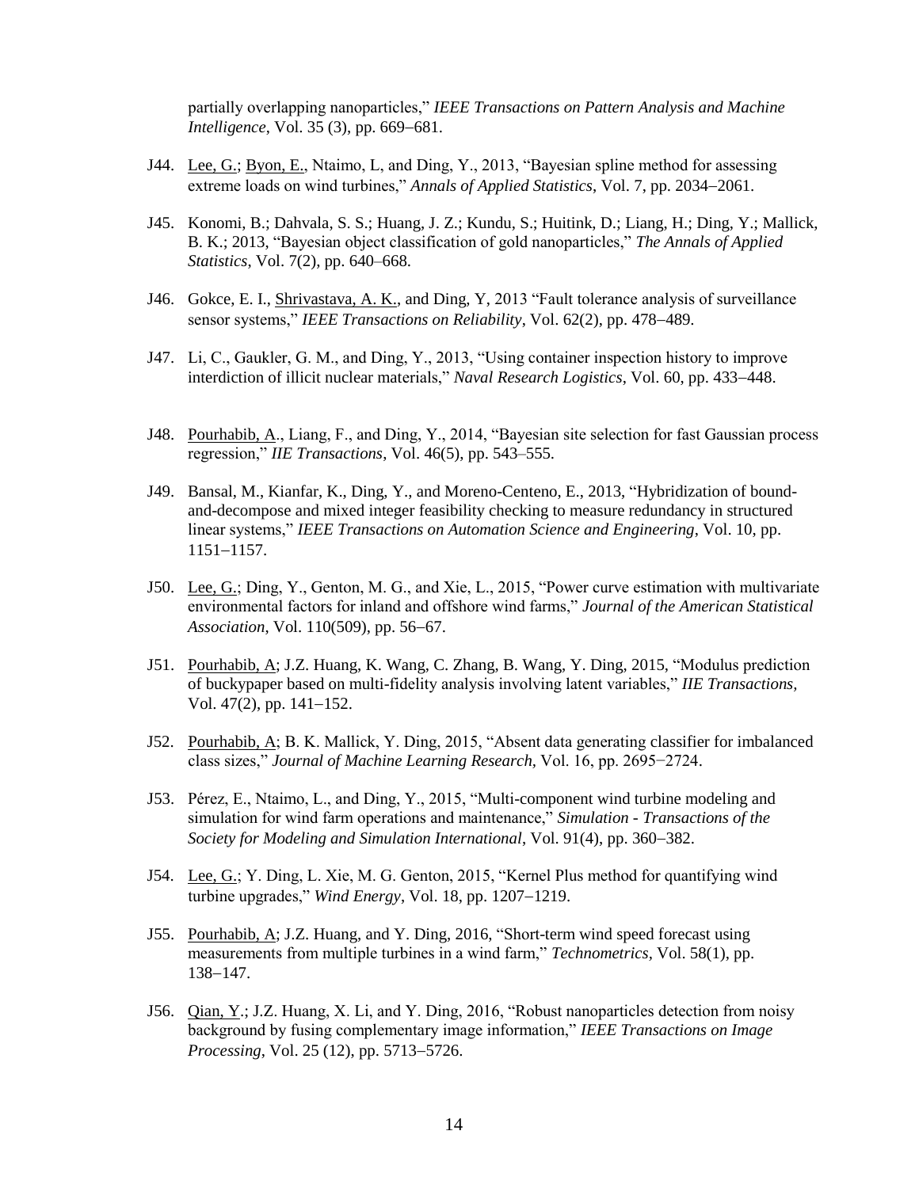partially overlapping nanoparticles," *IEEE Transactions on Pattern Analysis and Machine Intelligence*, Vol. 35 (3), pp. 669–681.

J44. <u>Lee, G.</u>; <u>Byon, E.</u>, Ntaimo, L, and Ding, Y., 2013, "Bayesian spline method for assessing extreme loads on wind turbines," *Annals of Applied Statistics*, Vol. 7, pp. 2034–2061.

J45. Konomi, B.; Dahvala, S. S.; Huang, J. Z.; Kundu, S.; Huitink, D.; Liang, H.; Ding, Y.; Mallick, B. K.; 2013, "Bayesian object classification of gold nanoparticles," *The Annals of Applied Statistics*, Vol. 7(2), pp. 640–668.

J46. Gokce, E. I., <u>Shrivastava, A. K.</u>, and Ding, Y, 2013 "Fault tolerance analysis of surveillance sensor systems," *IEEE Transactions on Reliability*, Vol. 62(2), pp. 478–489.

J47. Li, C., Gaukler, G. M., and Ding, Y., 2013, "Using container inspection history to improve interdiction of illicit nuclear materials," *Naval Research Logistics*, Vol. 60, pp. 433–448.

J48. <u>Pourhabib, A</u>., Liang, F., and Ding, Y., 2014, "Bayesian site selection for fast Gaussian process regression," *IIE Transactions*, Vol. 46(5), pp. 543–555.

J49. Bansal, M., Kianfar, K., Ding, Y., and Moreno-Centeno, E., 2013, "Hybridization of bound-and-decompose and mixed integer feasibility checking to measure redundancy in structured linear systems," *IEEE Transactions on Automation Science and Engineering*, Vol. 10, pp. 1151–1157.

J50. <u>Lee, G.</u>; Ding, Y., Genton, M. G., and Xie, L., 2015, "Power curve estimation with multivariate environmental factors for inland and offshore wind farms," *Journal of the American Statistical Association*, Vol. 110(509), pp. 56–67.

J51. <u>Pourhabib, A</u>; J.Z. Huang, K. Wang, C. Zhang, B. Wang, Y. Ding, 2015, "Modulus prediction of buckypaper based on multi-fidelity analysis involving latent variables," *IIE Transactions,* Vol. 47(2), pp. 141–152.

J52. <u>Pourhabib, A</u>; B. K. Mallick, Y. Ding, 2015, "Absent data generating classifier for imbalanced class sizes," *Journal of Machine Learning Research*, Vol. 16, pp. 2695−2724.

J53. Pérez, E., Ntaimo, L., and Ding, Y., 2015, "Multi-component wind turbine modeling and simulation for wind farm operations and maintenance," *Simulation - Transactions of the Society for Modeling and Simulation International*, Vol. 91(4), pp. 360–382.

J54. <u>Lee, G.</u>; Y. Ding, L. Xie, M. G. Genton, 2015, "Kernel Plus method for quantifying wind turbine upgrades," *Wind Energy*, Vol. 18, pp. 1207–1219.

J55. <u>Pourhabib, A</u>; J.Z. Huang, and Y. Ding, 2016, "Short-term wind speed forecast using measurements from multiple turbines in a wind farm," *Technometrics,* Vol. 58(1), pp. 138–147.

J56. <u>Qian, Y</u>.; J.Z. Huang, X. Li, and Y. Ding, 2016, "Robust nanoparticles detection from noisy background by fusing complementary image information," *IEEE Transactions on Image Processing*, Vol. 25 (12), pp. 5713–5726.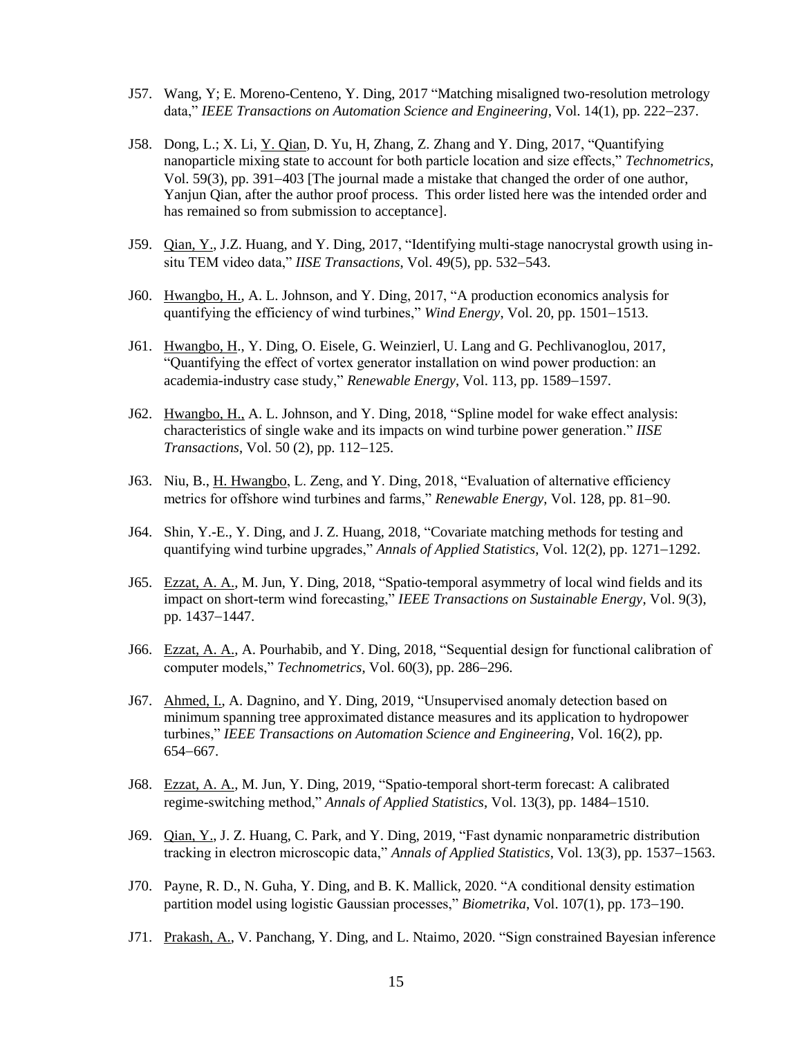J57. Wang, Y; E. Moreno-Centeno, Y. Ding, 2017 "Matching misaligned two-resolution metrology data," *IEEE Transactions on Automation Science and Engineering*, Vol. 14(1), pp. 222−237.

J58. Dong, L.; X. Li, Y. Qian, D. Yu, H, Zhang, Z. Zhang and Y. Ding, 2017, "Quantifying nanoparticle mixing state to account for both particle location and size effects," *Technometrics*, Vol. 59(3), pp. 391−403 [The journal made a mistake that changed the order of one author, Yanjun Qian, after the author proof process. This order listed here was the intended order and has remained so from submission to acceptance].

J59. Qian, Y., J.Z. Huang, and Y. Ding, 2017, "Identifying multi-stage nanocrystal growth using in-situ TEM video data," *IISE Transactions*, Vol. 49(5), pp. 532−543.

J60. Hwangbo, H., A. L. Johnson, and Y. Ding, 2017, "A production economics analysis for quantifying the efficiency of wind turbines," *Wind Energy*, Vol. 20, pp. 1501−1513.

J61. Hwangbo, H., Y. Ding, O. Eisele, G. Weinzierl, U. Lang and G. Pechlivanoglou, 2017, "Quantifying the effect of vortex generator installation on wind power production: an academia-industry case study," *Renewable Energy*, Vol. 113, pp. 1589−1597.

J62. Hwangbo, H., A. L. Johnson, and Y. Ding, 2018, "Spline model for wake effect analysis: characteristics of single wake and its impacts on wind turbine power generation." *IISE Transactions*, Vol. 50 (2), pp. 112−125.

J63. Niu, B., H. Hwangbo, L. Zeng, and Y. Ding, 2018, "Evaluation of alternative efficiency metrics for offshore wind turbines and farms," *Renewable Energy*, Vol. 128, pp. 81−90.

J64. Shin, Y.-E., Y. Ding, and J. Z. Huang, 2018, "Covariate matching methods for testing and quantifying wind turbine upgrades," *Annals of Applied Statistics*, Vol. 12(2), pp. 1271−1292.

J65. Ezzat, A. A., M. Jun, Y. Ding, 2018, "Spatio-temporal asymmetry of local wind fields and its impact on short-term wind forecasting," *IEEE Transactions on Sustainable Energy*, Vol. 9(3), pp. 1437−1447.

J66. Ezzat, A. A., A. Pourhabib, and Y. Ding, 2018, "Sequential design for functional calibration of computer models," *Technometrics*, Vol. 60(3), pp. 286−296.

J67. Ahmed, I., A. Dagnino, and Y. Ding, 2019, "Unsupervised anomaly detection based on minimum spanning tree approximated distance measures and its application to hydropower turbines," *IEEE Transactions on Automation Science and Engineering*, Vol. 16(2), pp. 654−667.

J68. Ezzat, A. A., M. Jun, Y. Ding, 2019, "Spatio-temporal short-term forecast: A calibrated regime-switching method," *Annals of Applied Statistics*, Vol. 13(3), pp. 1484−1510.

J69. Qian, Y., J. Z. Huang, C. Park, and Y. Ding, 2019, "Fast dynamic nonparametric distribution tracking in electron microscopic data," *Annals of Applied Statistics*, Vol. 13(3), pp. 1537−1563.

J70. Payne, R. D., N. Guha, Y. Ding, and B. K. Mallick, 2020. "A conditional density estimation partition model using logistic Gaussian processes," *Biometrika*, Vol. 107(1), pp. 173−190.

J71. Prakash, A., V. Panchang, Y. Ding, and L. Ntaimo, 2020. "Sign constrained Bayesian inference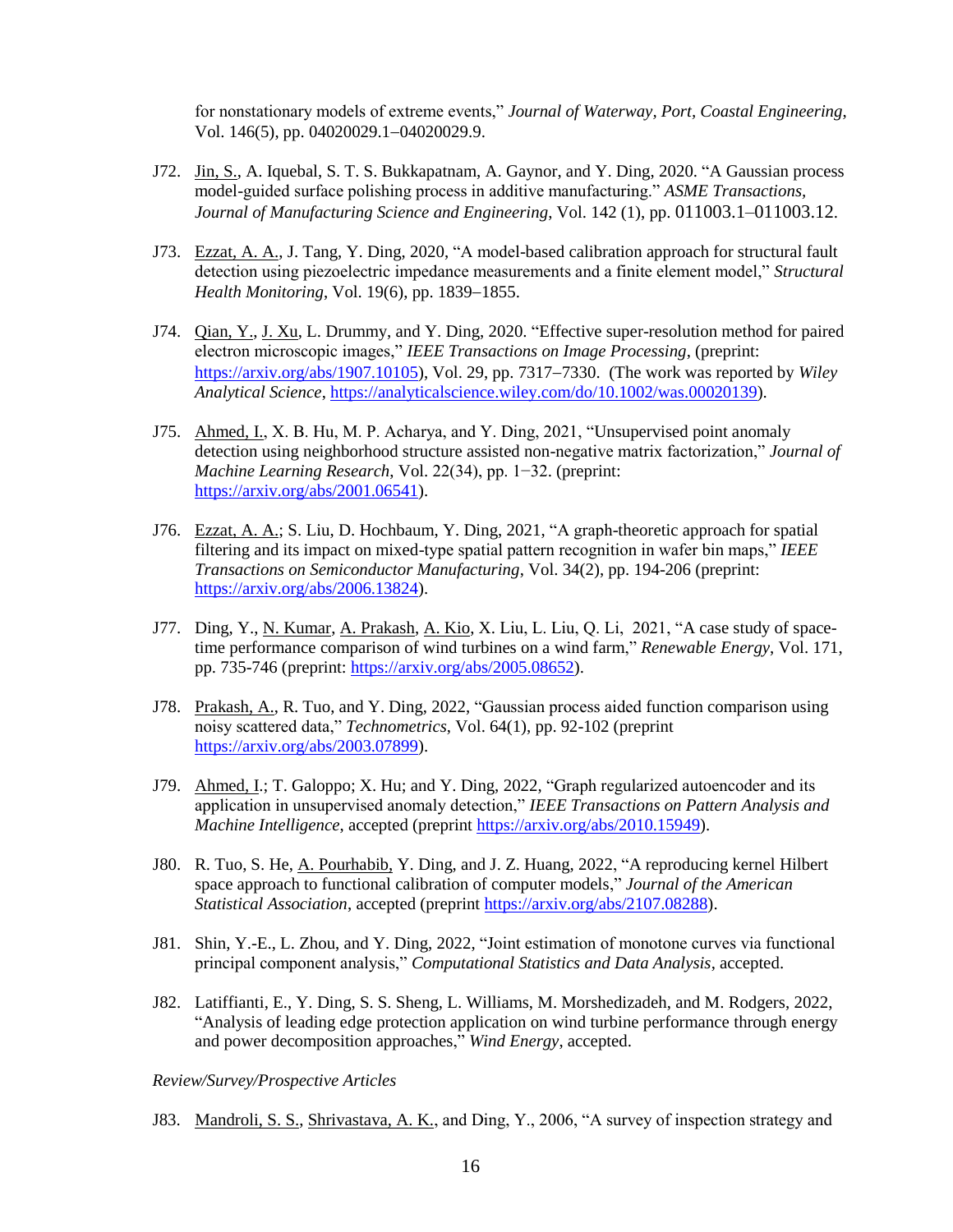for nonstationary models of extreme events," *Journal of Waterway, Port, Coastal Engineering*, Vol. 146(5), pp. 04020029.1–04020029.9.

J72. Jin, S., A. Iquebal, S. T. S. Bukkapatnam, A. Gaynor, and Y. Ding, 2020. "A Gaussian process model-guided surface polishing process in additive manufacturing." *ASME Transactions, Journal of Manufacturing Science and Engineering*, Vol. 142 (1), pp. 011003.1–011003.12.

J73. Ezzat, A. A., J. Tang, Y. Ding, 2020, "A model-based calibration approach for structural fault detection using piezoelectric impedance measurements and a finite element model," *Structural Health Monitoring*, Vol. 19(6), pp. 1839–1855.

J74. Qian, Y., J. Xu, L. Drummy, and Y. Ding, 2020. "Effective super-resolution method for paired electron microscopic images," *IEEE Transactions on Image Processing*, (preprint: https://arxiv.org/abs/1907.10105), Vol. 29, pp. 7317–7330. (The work was reported by *Wiley Analytical Science*, https://analyticalscience.wiley.com/do/10.1002/was.00020139).

J75. Ahmed, I., X. B. Hu, M. P. Acharya, and Y. Ding, 2021, "Unsupervised point anomaly detection using neighborhood structure assisted non-negative matrix factorization," *Journal of Machine Learning Research*, Vol. 22(34), pp. 1–32. (preprint: https://arxiv.org/abs/2001.06541).

J76. Ezzat, A. A.; S. Liu, D. Hochbaum, Y. Ding, 2021, "A graph-theoretic approach for spatial filtering and its impact on mixed-type spatial pattern recognition in wafer bin maps," *IEEE Transactions on Semiconductor Manufacturing*, Vol. 34(2), pp. 194-206 (preprint: https://arxiv.org/abs/2006.13824).

J77. Ding, Y., N. Kumar, A. Prakash, A. Kio, X. Liu, L. Liu, Q. Li, 2021, "A case study of space-time performance comparison of wind turbines on a wind farm," *Renewable Energy*, Vol. 171, pp. 735-746 (preprint: https://arxiv.org/abs/2005.08652).

J78. Prakash, A., R. Tuo, and Y. Ding, 2022, "Gaussian process aided function comparison using noisy scattered data," *Technometrics*, Vol. 64(1), pp. 92-102 (preprint https://arxiv.org/abs/2003.07899).

J79. Ahmed, I.; T. Galoppo; X. Hu; and Y. Ding, 2022, "Graph regularized autoencoder and its application in unsupervised anomaly detection," *IEEE Transactions on Pattern Analysis and Machine Intelligence*, accepted (preprint https://arxiv.org/abs/2010.15949).

J80. R. Tuo, S. He, A. Pourhabib, Y. Ding, and J. Z. Huang, 2022, "A reproducing kernel Hilbert space approach to functional calibration of computer models," *Journal of the American Statistical Association*, accepted (preprint https://arxiv.org/abs/2107.08288).

J81. Shin, Y.-E., L. Zhou, and Y. Ding, 2022, "Joint estimation of monotone curves via functional principal component analysis," *Computational Statistics and Data Analysis*, accepted.

J82. Latiffianti, E., Y. Ding, S. S. Sheng, L. Williams, M. Morshedizadeh, and M. Rodgers, 2022, "Analysis of leading edge protection application on wind turbine performance through energy and power decomposition approaches," *Wind Energy*, accepted.

*Review/Survey/Prospective Articles*

J83. Mandroli, S. S., Shrivastava, A. K., and Ding, Y., 2006, "A survey of inspection strategy and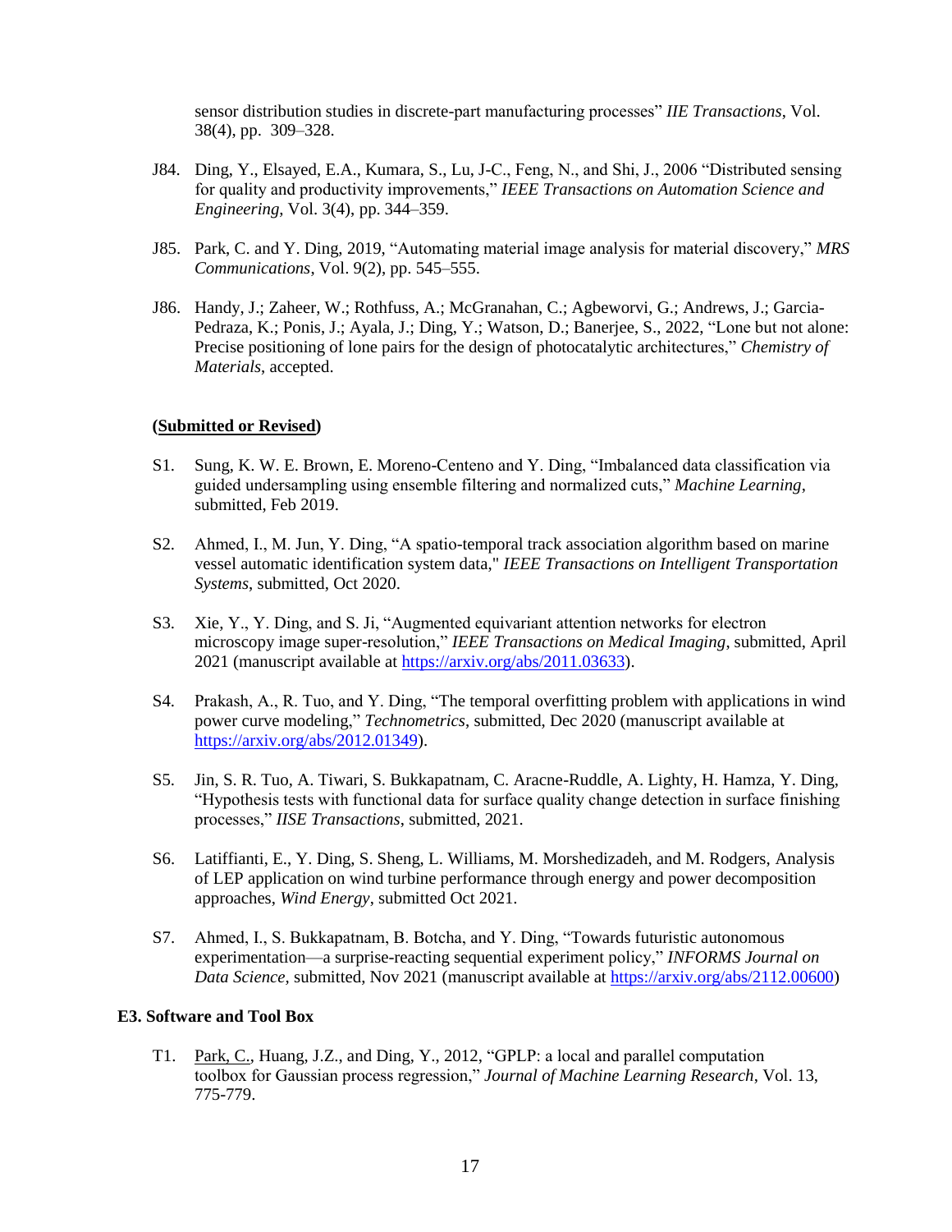sensor distribution studies in discrete-part manufacturing processes" *IIE Transactions*, Vol. 38(4), pp. 309–328.

J84. Ding, Y., Elsayed, E.A., Kumara, S., Lu, J-C., Feng, N., and Shi, J., 2006 "Distributed sensing for quality and productivity improvements," *IEEE Transactions on Automation Science and Engineering*, Vol. 3(4), pp. 344–359.

J85. Park, C. and Y. Ding, 2019, "Automating material image analysis for material discovery," *MRS Communications*, Vol. 9(2), pp. 545–555.

J86. Handy, J.; Zaheer, W.; Rothfuss, A.; McGranahan, C.; Agbeworvi, G.; Andrews, J.; Garcia-Pedraza, K.; Ponis, J.; Ayala, J.; Ding, Y.; Watson, D.; Banerjee, S., 2022, "Lone but not alone: Precise positioning of lone pairs for the design of photocatalytic architectures," *Chemistry of Materials*, accepted.

**(Submitted or Revised)**

S1. Sung, K. W. E. Brown, E. Moreno-Centeno and Y. Ding, "Imbalanced data classification via guided undersampling using ensemble filtering and normalized cuts," *Machine Learning*, submitted, Feb 2019.

S2. Ahmed, I., M. Jun, Y. Ding, "A spatio-temporal track association algorithm based on marine vessel automatic identification system data," *IEEE Transactions on Intelligent Transportation Systems*, submitted, Oct 2020.

S3. Xie, Y., Y. Ding, and S. Ji, "Augmented equivariant attention networks for electron microscopy image super-resolution," *IEEE Transactions on Medical Imaging*, submitted, April 2021 (manuscript available at https://arxiv.org/abs/2011.03633).

S4. Prakash, A., R. Tuo, and Y. Ding, "The temporal overfitting problem with applications in wind power curve modeling," *Technometrics*, submitted, Dec 2020 (manuscript available at https://arxiv.org/abs/2012.01349).

S5. Jin, S. R. Tuo, A. Tiwari, S. Bukkapatnam, C. Aracne-Ruddle, A. Lighty, H. Hamza, Y. Ding, "Hypothesis tests with functional data for surface quality change detection in surface finishing processes," *IISE Transactions*, submitted, 2021.

S6. Latiffianti, E., Y. Ding, S. Sheng, L. Williams, M. Morshedizadeh, and M. Rodgers, Analysis of LEP application on wind turbine performance through energy and power decomposition approaches, *Wind Energy*, submitted Oct 2021.

S7. Ahmed, I., S. Bukkapatnam, B. Botcha, and Y. Ding, "Towards futuristic autonomous experimentation—a surprise-reacting sequential experiment policy," *INFORMS Journal on Data Science*, submitted, Nov 2021 (manuscript available at https://arxiv.org/abs/2112.00600)

### E3. Software and Tool Box

T1. Park, C., Huang, J.Z., and Ding, Y., 2012, "GPLP: a local and parallel computation toolbox for Gaussian process regression," *Journal of Machine Learning Research*, Vol. 13, 775-779.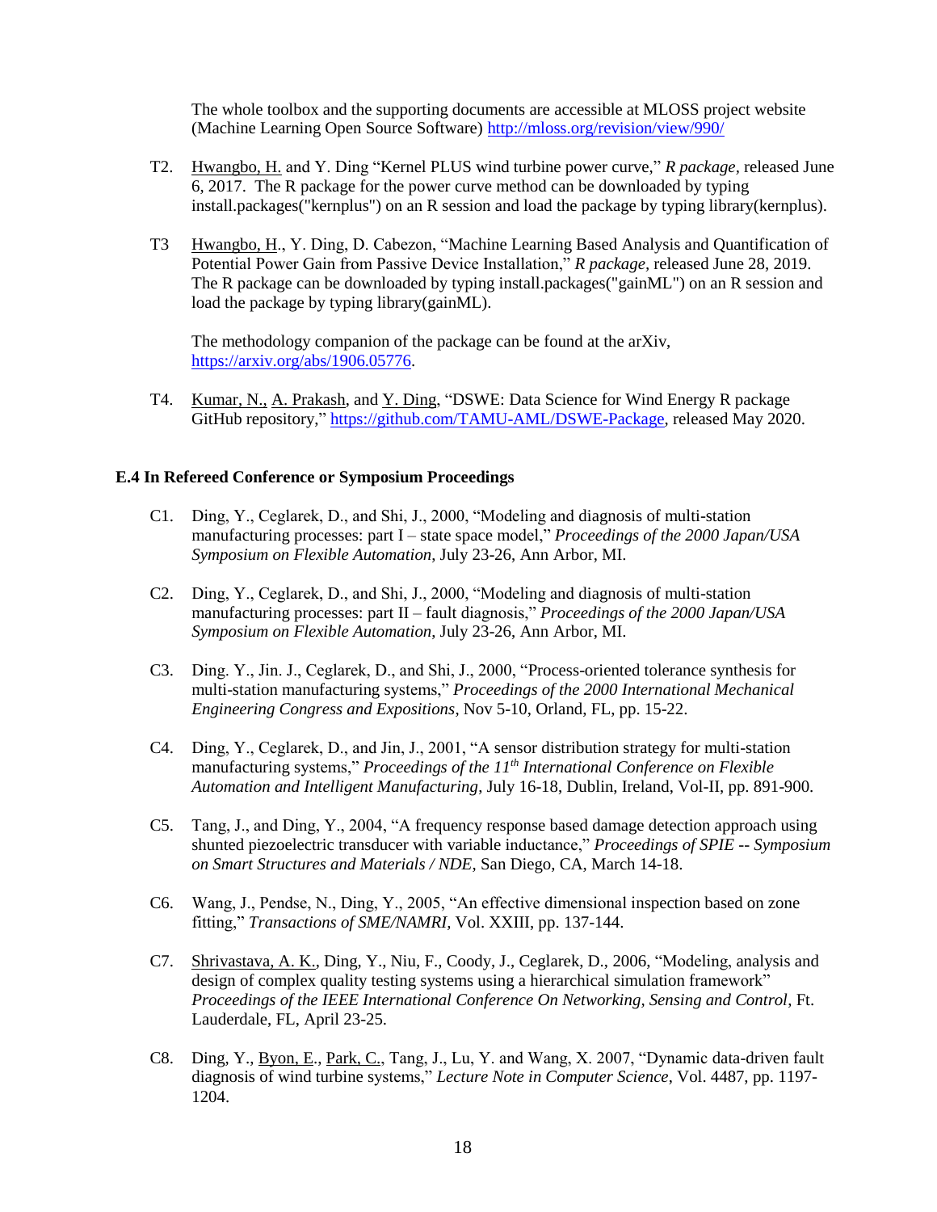The whole toolbox and the supporting documents are accessible at MLOSS project website (Machine Learning Open Source Software) http://mloss.org/revision/view/990/

T2. Hwangbo, H. and Y. Ding "Kernel PLUS wind turbine power curve," *R package*, released June 6, 2017. The R package for the power curve method can be downloaded by typing install.packages("kernplus") on an R session and load the package by typing library(kernplus).

T3 Hwangbo, H., Y. Ding, D. Cabezon, "Machine Learning Based Analysis and Quantification of Potential Power Gain from Passive Device Installation," *R package*, released June 28, 2019. The R package can be downloaded by typing install.packages("gainML") on an R session and load the package by typing library(gainML).

The methodology companion of the package can be found at the arXiv, https://arxiv.org/abs/1906.05776.

T4. Kumar, N., A. Prakash, and Y. Ding, "DSWE: Data Science for Wind Energy R package GitHub repository," https://github.com/TAMU-AML/DSWE-Package, released May 2020.

### E.4 In Refereed Conference or Symposium Proceedings

C1. Ding, Y., Ceglarek, D., and Shi, J., 2000, "Modeling and diagnosis of multi-station manufacturing processes: part I – state space model," *Proceedings of the 2000 Japan/USA Symposium on Flexible Automation*, July 23-26, Ann Arbor, MI.

C2. Ding, Y., Ceglarek, D., and Shi, J., 2000, "Modeling and diagnosis of multi-station manufacturing processes: part II – fault diagnosis," *Proceedings of the 2000 Japan/USA Symposium on Flexible Automation*, July 23-26, Ann Arbor, MI.

C3. Ding. Y., Jin. J., Ceglarek, D., and Shi, J., 2000, "Process-oriented tolerance synthesis for multi-station manufacturing systems," *Proceedings of the 2000 International Mechanical Engineering Congress and Expositions*, Nov 5-10, Orland, FL, pp. 15-22.

C4. Ding, Y., Ceglarek, D., and Jin, J., 2001, "A sensor distribution strategy for multi-station manufacturing systems," *Proceedings of the 11th International Conference on Flexible Automation and Intelligent Manufacturing*, July 16-18, Dublin, Ireland, Vol-II, pp. 891-900.

C5. Tang, J., and Ding, Y., 2004, "A frequency response based damage detection approach using shunted piezoelectric transducer with variable inductance," *Proceedings of SPIE -- Symposium on Smart Structures and Materials / NDE*, San Diego, CA, March 14-18.

C6. Wang, J., Pendse, N., Ding, Y., 2005, "An effective dimensional inspection based on zone fitting," *Transactions of SME/NAMRI*, Vol. XXIII, pp. 137-144.

C7. Shrivastava, A. K., Ding, Y., Niu, F., Coody, J., Ceglarek, D., 2006, "Modeling, analysis and design of complex quality testing systems using a hierarchical simulation framework" *Proceedings of the IEEE International Conference On Networking, Sensing and Control*, Ft. Lauderdale, FL, April 23-25.

C8. Ding, Y., Byon, E., Park, C., Tang, J., Lu, Y. and Wang, X. 2007, "Dynamic data-driven fault diagnosis of wind turbine systems," *Lecture Note in Computer Science*, Vol. 4487, pp. 1197-1204.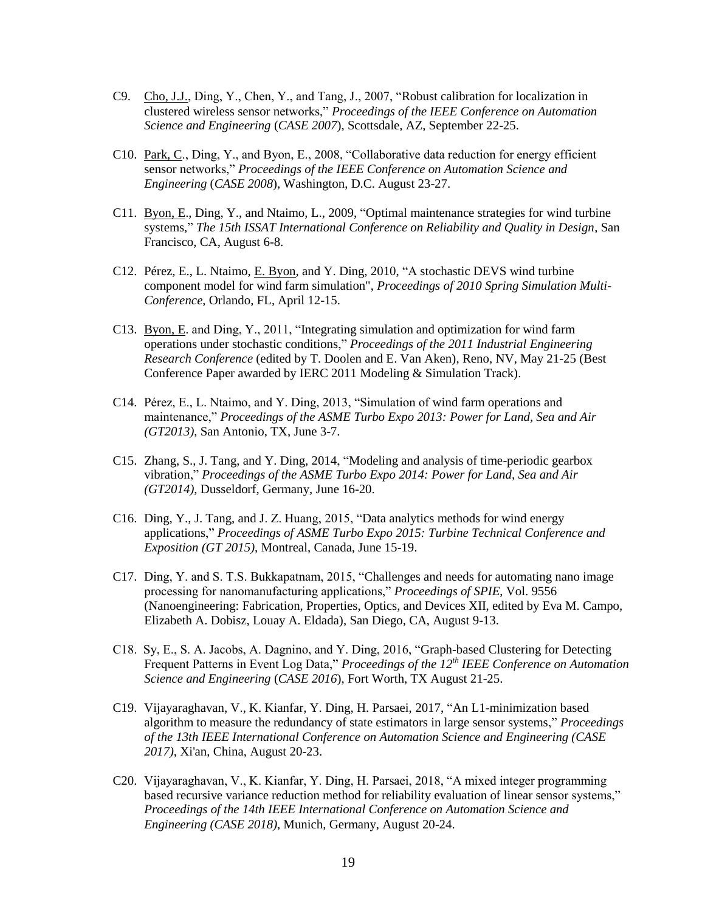C9. Cho, J.J., Ding, Y., Chen, Y., and Tang, J., 2007, "Robust calibration for localization in clustered wireless sensor networks," *Proceedings of the IEEE Conference on Automation Science and Engineering* (*CASE 2007*), Scottsdale, AZ, September 22-25.

C10. Park, C., Ding, Y., and Byon, E., 2008, "Collaborative data reduction for energy efficient sensor networks," *Proceedings of the IEEE Conference on Automation Science and Engineering* (*CASE 2008*), Washington, D.C. August 23-27.

C11. Byon, E., Ding, Y., and Ntaimo, L., 2009, "Optimal maintenance strategies for wind turbine systems," *The 15th ISSAT International Conference on Reliability and Quality in Design*, San Francisco, CA, August 6-8.

C12. Pérez, E., L. Ntaimo, E. Byon, and Y. Ding, 2010, "A stochastic DEVS wind turbine component model for wind farm simulation", *Proceedings of 2010 Spring Simulation Multi-Conference*, Orlando, FL, April 12-15.

C13. Byon, E. and Ding, Y., 2011, "Integrating simulation and optimization for wind farm operations under stochastic conditions," *Proceedings of the 2011 Industrial Engineering Research Conference* (edited by T. Doolen and E. Van Aken), Reno, NV, May 21-25 (Best Conference Paper awarded by IERC 2011 Modeling & Simulation Track).

C14. Pérez, E., L. Ntaimo, and Y. Ding, 2013, "Simulation of wind farm operations and maintenance," *Proceedings of the ASME Turbo Expo 2013: Power for Land, Sea and Air (GT2013)*, San Antonio, TX, June 3-7.

C15. Zhang, S., J. Tang, and Y. Ding, 2014, "Modeling and analysis of time-periodic gearbox vibration," *Proceedings of the ASME Turbo Expo 2014: Power for Land, Sea and Air (GT2014)*, Dusseldorf, Germany, June 16-20.

C16. Ding, Y., J. Tang, and J. Z. Huang, 2015, "Data analytics methods for wind energy applications," *Proceedings of ASME Turbo Expo 2015: Turbine Technical Conference and Exposition (GT 2015)*, Montreal, Canada, June 15-19.

C17. Ding, Y. and S. T.S. Bukkapatnam, 2015, "Challenges and needs for automating nano image processing for nanomanufacturing applications," *Proceedings of SPIE*, Vol. 9556 (Nanoengineering: Fabrication, Properties, Optics, and Devices XII, edited by Eva M. Campo, Elizabeth A. Dobisz, Louay A. Eldada), San Diego, CA, August 9-13.

C18. Sy, E., S. A. Jacobs, A. Dagnino, and Y. Ding, 2016, "Graph-based Clustering for Detecting Frequent Patterns in Event Log Data," *Proceedings of the 12th IEEE Conference on Automation Science and Engineering* (*CASE 2016*), Fort Worth, TX August 21-25.

C19. Vijayaraghavan, V., K. Kianfar, Y. Ding, H. Parsaei, 2017, "An L1-minimization based algorithm to measure the redundancy of state estimators in large sensor systems," *Proceedings of the 13th IEEE International Conference on Automation Science and Engineering (CASE 2017)*, Xi'an, China, August 20-23.

C20. Vijayaraghavan, V., K. Kianfar, Y. Ding, H. Parsaei, 2018, "A mixed integer programming based recursive variance reduction method for reliability evaluation of linear sensor systems," *Proceedings of the 14th IEEE International Conference on Automation Science and Engineering (CASE 2018)*, Munich, Germany, August 20-24.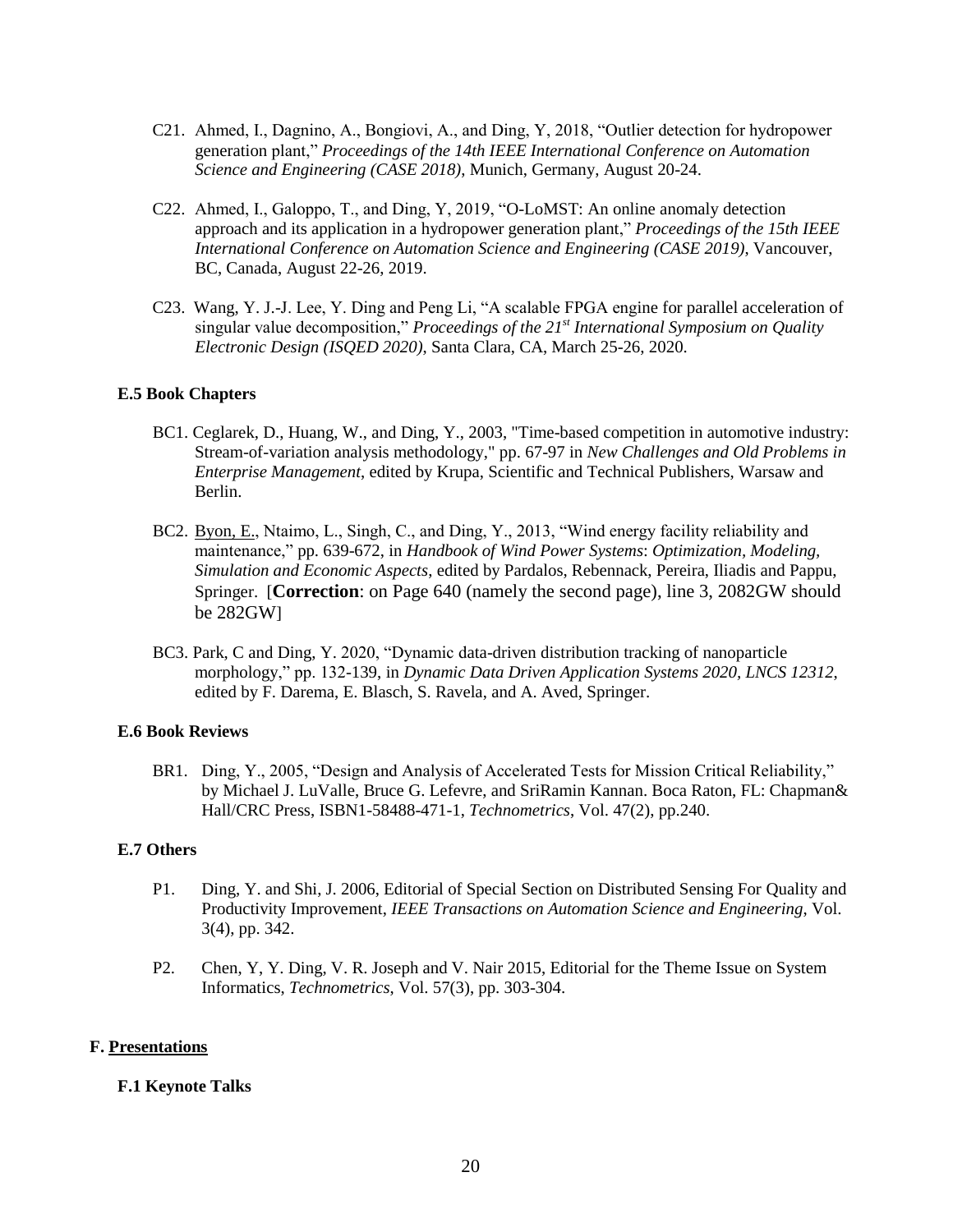C21. Ahmed, I., Dagnino, A., Bongiovi, A., and Ding, Y, 2018, "Outlier detection for hydropower generation plant," *Proceedings of the 14th IEEE International Conference on Automation Science and Engineering (CASE 2018)*, Munich, Germany, August 20-24.

C22. Ahmed, I., Galoppo, T., and Ding, Y, 2019, "O-LoMST: An online anomaly detection approach and its application in a hydropower generation plant," *Proceedings of the 15th IEEE International Conference on Automation Science and Engineering (CASE 2019)*, Vancouver, BC, Canada, August 22-26, 2019.

C23. Wang, Y. J.-J. Lee, Y. Ding and Peng Li, "A scalable FPGA engine for parallel acceleration of singular value decomposition," *Proceedings of the 21st International Symposium on Quality Electronic Design (ISQED 2020)*, Santa Clara, CA, March 25-26, 2020.

### E.5 Book Chapters

BC1. Ceglarek, D., Huang, W., and Ding, Y., 2003, "Time-based competition in automotive industry: Stream-of-variation analysis methodology," pp. 67-97 in *New Challenges and Old Problems in Enterprise Management*, edited by Krupa, Scientific and Technical Publishers, Warsaw and Berlin.

BC2. Byon, E., Ntaimo, L., Singh, C., and Ding, Y., 2013, "Wind energy facility reliability and maintenance," pp. 639-672, in *Handbook of Wind Power Systems*: *Optimization, Modeling, Simulation and Economic Aspects*, edited by Pardalos, Rebennack, Pereira, Iliadis and Pappu, Springer. [**Correction**: on Page 640 (namely the second page), line 3, 2082GW should be 282GW]

BC3. Park, C and Ding, Y. 2020, "Dynamic data-driven distribution tracking of nanoparticle morphology," pp. 132-139, in *Dynamic Data Driven Application Systems 2020, LNCS 12312*, edited by F. Darema, E. Blasch, S. Ravela, and A. Aved, Springer.

### E.6 Book Reviews

BR1. Ding, Y., 2005, "Design and Analysis of Accelerated Tests for Mission Critical Reliability," by Michael J. LuValle, Bruce G. Lefevre, and SriRamin Kannan. Boca Raton, FL: Chapman& Hall/CRC Press, ISBN1-58488-471-1, *Technometrics*, Vol. 47(2), pp.240.

### E.7 Others

P1. Ding, Y. and Shi, J. 2006, Editorial of Special Section on Distributed Sensing For Quality and Productivity Improvement, *IEEE Transactions on Automation Science and Engineering*, Vol. 3(4), pp. 342.

P2. Chen, Y, Y. Ding, V. R. Joseph and V. Nair 2015, Editorial for the Theme Issue on System Informatics, *Technometrics*, Vol. 57(3), pp. 303-304.

## F. Presentations

### F.1 Keynote Talks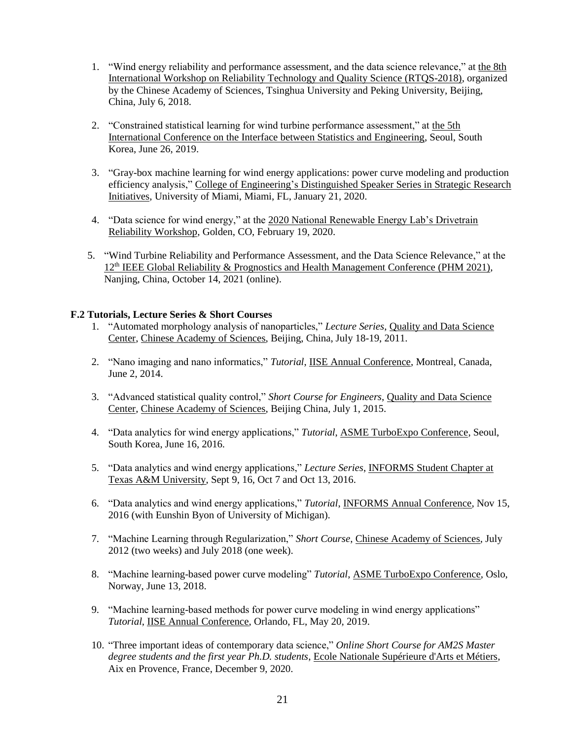1. "Wind energy reliability and performance assessment, and the data science relevance," at the 8th International Workshop on Reliability Technology and Quality Science (RTQS-2018), organized by the Chinese Academy of Sciences, Tsinghua University and Peking University, Beijing, China, July 6, 2018.

2. "Constrained statistical learning for wind turbine performance assessment," at the 5th International Conference on the Interface between Statistics and Engineering, Seoul, South Korea, June 26, 2019.

3. "Gray-box machine learning for wind energy applications: power curve modeling and production efficiency analysis," College of Engineering's Distinguished Speaker Series in Strategic Research Initiatives, University of Miami, Miami, FL, January 21, 2020.

4. "Data science for wind energy," at the 2020 National Renewable Energy Lab's Drivetrain Reliability Workshop, Golden, CO, February 19, 2020.

5. "Wind Turbine Reliability and Performance Assessment, and the Data Science Relevance," at the 12th IEEE Global Reliability & Prognostics and Health Management Conference (PHM 2021), Nanjing, China, October 14, 2021 (online).

**F.2 Tutorials, Lecture Series & Short Courses**

1. "Automated morphology analysis of nanoparticles," *Lecture Series*, Quality and Data Science Center, Chinese Academy of Sciences, Beijing, China, July 18-19, 2011.

2. "Nano imaging and nano informatics," *Tutorial*, IISE Annual Conference, Montreal, Canada, June 2, 2014.

3. "Advanced statistical quality control," *Short Course for Engineers*, Quality and Data Science Center, Chinese Academy of Sciences, Beijing China, July 1, 2015.

4. "Data analytics for wind energy applications," *Tutorial*, ASME TurboExpo Conference, Seoul, South Korea, June 16, 2016.

5. "Data analytics and wind energy applications," *Lecture Series*, INFORMS Student Chapter at Texas A&M University, Sept 9, 16, Oct 7 and Oct 13, 2016.

6. "Data analytics and wind energy applications," *Tutorial*, INFORMS Annual Conference, Nov 15, 2016 (with Eunshin Byon of University of Michigan).

7. "Machine Learning through Regularization," *Short Course*, Chinese Academy of Sciences, July 2012 (two weeks) and July 2018 (one week).

8. "Machine learning-based power curve modeling" *Tutorial*, ASME TurboExpo Conference, Oslo, Norway, June 13, 2018.

9. "Machine learning-based methods for power curve modeling in wind energy applications" *Tutorial*, IISE Annual Conference, Orlando, FL, May 20, 2019.

10. "Three important ideas of contemporary data science," *Online Short Course for AM2S Master degree students and the first year Ph.D. students*, Ecole Nationale Supérieure d'Arts et Métiers, Aix en Provence, France, December 9, 2020.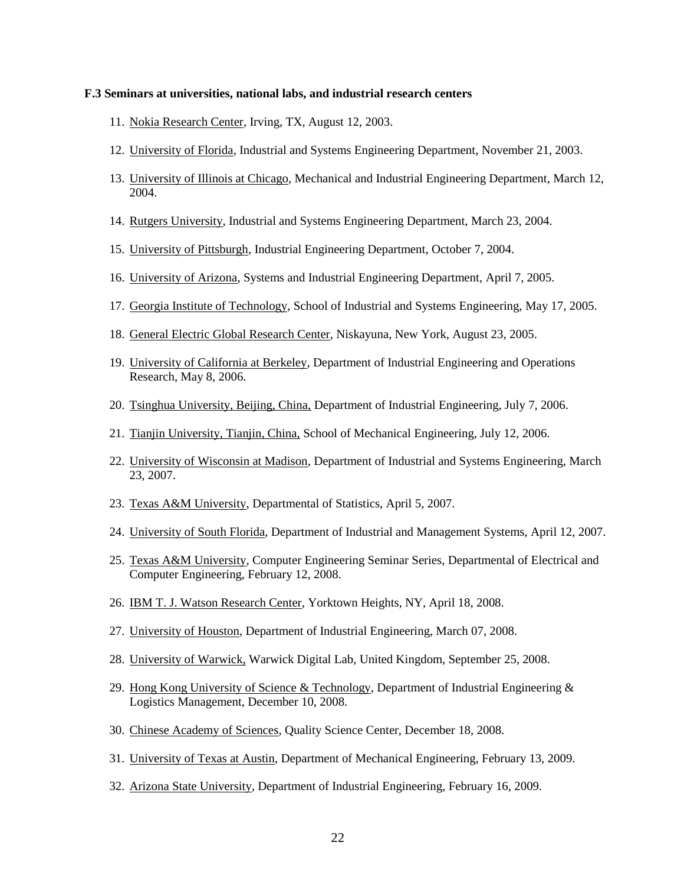**F.3 Seminars at universities, national labs, and industrial research centers**

11. Nokia Research Center, Irving, TX, August 12, 2003.
12. University of Florida, Industrial and Systems Engineering Department, November 21, 2003.
13. University of Illinois at Chicago, Mechanical and Industrial Engineering Department, March 12, 2004.
14. Rutgers University, Industrial and Systems Engineering Department, March 23, 2004.
15. University of Pittsburgh, Industrial Engineering Department, October 7, 2004.
16. University of Arizona, Systems and Industrial Engineering Department, April 7, 2005.
17. Georgia Institute of Technology, School of Industrial and Systems Engineering, May 17, 2005.
18. General Electric Global Research Center, Niskayuna, New York, August 23, 2005.
19. University of California at Berkeley, Department of Industrial Engineering and Operations Research, May 8, 2006.
20. Tsinghua University, Beijing, China, Department of Industrial Engineering, July 7, 2006.
21. Tianjin University, Tianjin, China, School of Mechanical Engineering, July 12, 2006.
22. University of Wisconsin at Madison, Department of Industrial and Systems Engineering, March 23, 2007.
23. Texas A&M University, Departmental of Statistics, April 5, 2007.
24. University of South Florida, Department of Industrial and Management Systems, April 12, 2007.
25. Texas A&M University, Computer Engineering Seminar Series, Departmental of Electrical and Computer Engineering, February 12, 2008.
26. IBM T. J. Watson Research Center, Yorktown Heights, NY, April 18, 2008.
27. University of Houston, Department of Industrial Engineering, March 07, 2008.
28. University of Warwick, Warwick Digital Lab, United Kingdom, September 25, 2008.
29. Hong Kong University of Science & Technology, Department of Industrial Engineering & Logistics Management, December 10, 2008.
30. Chinese Academy of Sciences, Quality Science Center, December 18, 2008.
31. University of Texas at Austin, Department of Mechanical Engineering, February 13, 2009.
32. Arizona State University, Department of Industrial Engineering, February 16, 2009.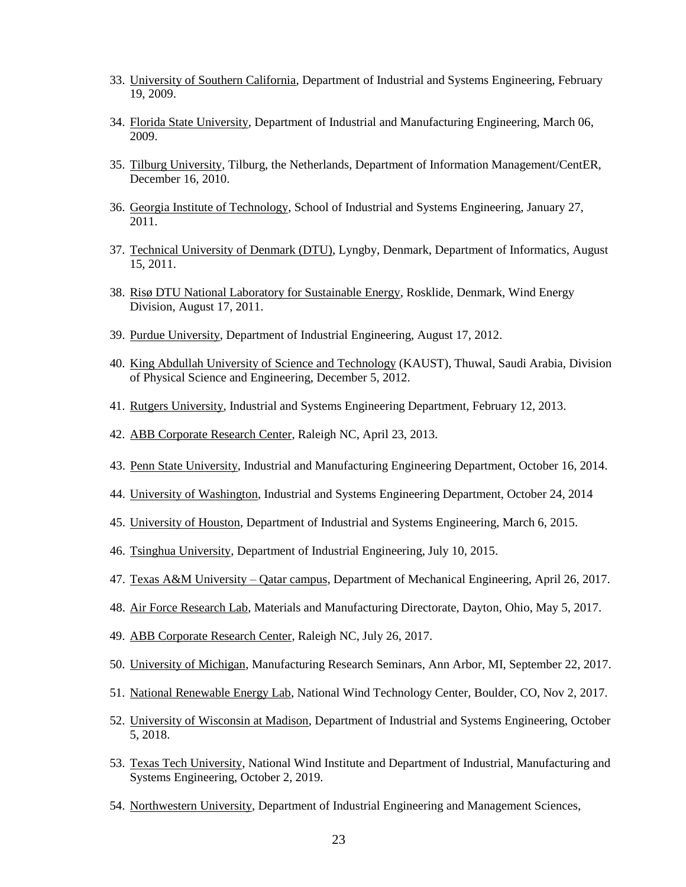33. University of Southern California, Department of Industrial and Systems Engineering, February 19, 2009.

34. Florida State University, Department of Industrial and Manufacturing Engineering, March 06, 2009.

35. Tilburg University, Tilburg, the Netherlands, Department of Information Management/CentER, December 16, 2010.

36. Georgia Institute of Technology, School of Industrial and Systems Engineering, January 27, 2011.

37. Technical University of Denmark (DTU), Lyngby, Denmark, Department of Informatics, August 15, 2011.

38. Risø DTU National Laboratory for Sustainable Energy, Rosklide, Denmark, Wind Energy Division, August 17, 2011.

39. Purdue University, Department of Industrial Engineering, August 17, 2012.

40. King Abdullah University of Science and Technology (KAUST), Thuwal, Saudi Arabia, Division of Physical Science and Engineering, December 5, 2012.

41. Rutgers University, Industrial and Systems Engineering Department, February 12, 2013.

42. ABB Corporate Research Center, Raleigh NC, April 23, 2013.

43. Penn State University, Industrial and Manufacturing Engineering Department, October 16, 2014.

44. University of Washington, Industrial and Systems Engineering Department, October 24, 2014

45. University of Houston, Department of Industrial and Systems Engineering, March 6, 2015.

46. Tsinghua University, Department of Industrial Engineering, July 10, 2015.

47. Texas A&M University – Qatar campus, Department of Mechanical Engineering, April 26, 2017.

48. Air Force Research Lab, Materials and Manufacturing Directorate, Dayton, Ohio, May 5, 2017.

49. ABB Corporate Research Center, Raleigh NC, July 26, 2017.

50. University of Michigan, Manufacturing Research Seminars, Ann Arbor, MI, September 22, 2017.

51. National Renewable Energy Lab, National Wind Technology Center, Boulder, CO, Nov 2, 2017.

52. University of Wisconsin at Madison, Department of Industrial and Systems Engineering, October 5, 2018.

53. Texas Tech University, National Wind Institute and Department of Industrial, Manufacturing and Systems Engineering, October 2, 2019.

54. Northwestern University, Department of Industrial Engineering and Management Sciences,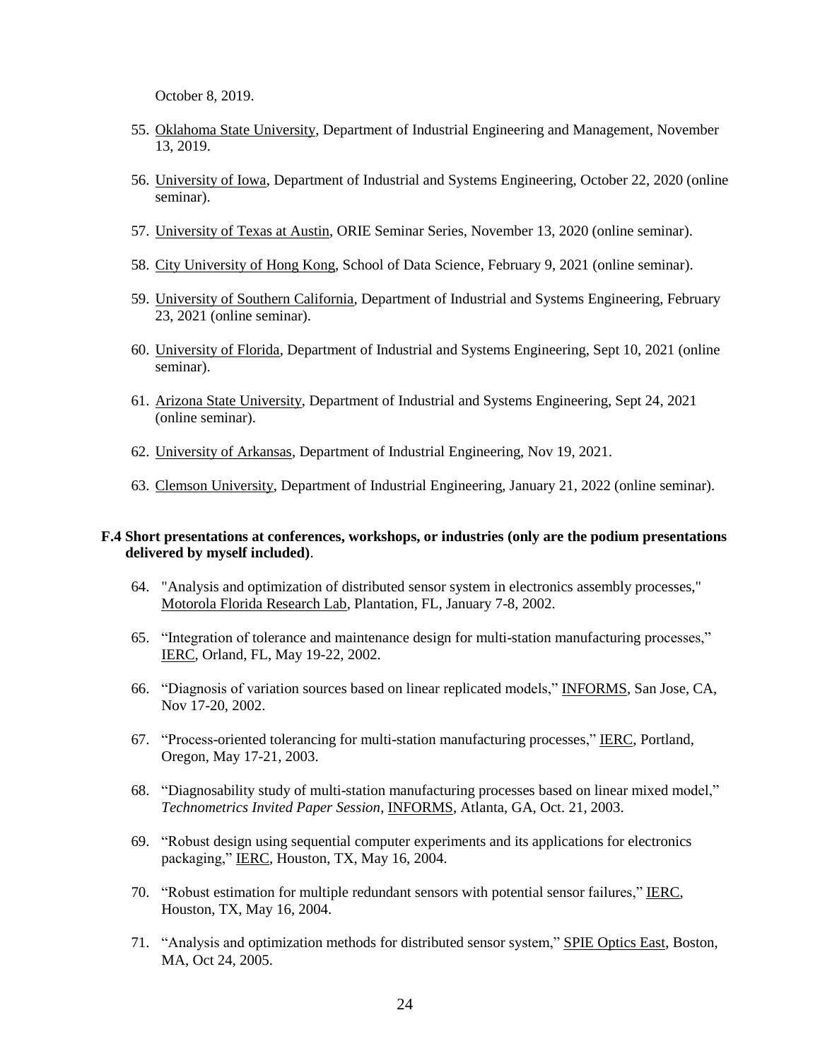October 8, 2019.

55. Oklahoma State University, Department of Industrial Engineering and Management, November 13, 2019.

56. University of Iowa, Department of Industrial and Systems Engineering, October 22, 2020 (online seminar).

57. University of Texas at Austin, ORIE Seminar Series, November 13, 2020 (online seminar).

58. City University of Hong Kong, School of Data Science, February 9, 2021 (online seminar).

59. University of Southern California, Department of Industrial and Systems Engineering, February 23, 2021 (online seminar).

60. University of Florida, Department of Industrial and Systems Engineering, Sept 10, 2021 (online seminar).

61. Arizona State University, Department of Industrial and Systems Engineering, Sept 24, 2021 (online seminar).

62. University of Arkansas, Department of Industrial Engineering, Nov 19, 2021.

63. Clemson University, Department of Industrial Engineering, January 21, 2022 (online seminar).

**F.4 Short presentations at conferences, workshops, or industries (only are the podium presentations delivered by myself included)**.

64. "Analysis and optimization of distributed sensor system in electronics assembly processes," Motorola Florida Research Lab, Plantation, FL, January 7-8, 2002.

65. "Integration of tolerance and maintenance design for multi-station manufacturing processes," IERC, Orland, FL, May 19-22, 2002.

66. "Diagnosis of variation sources based on linear replicated models," INFORMS, San Jose, CA, Nov 17-20, 2002.

67. "Process-oriented tolerancing for multi-station manufacturing processes," IERC, Portland, Oregon, May 17-21, 2003.

68. "Diagnosability study of multi-station manufacturing processes based on linear mixed model," *Technometrics Invited Paper Session,* INFORMS, Atlanta, GA, Oct. 21, 2003.

69. "Robust design using sequential computer experiments and its applications for electronics packaging," IERC, Houston, TX, May 16, 2004.

70. "Robust estimation for multiple redundant sensors with potential sensor failures," IERC, Houston, TX, May 16, 2004.

71. "Analysis and optimization methods for distributed sensor system," SPIE Optics East, Boston, MA, Oct 24, 2005.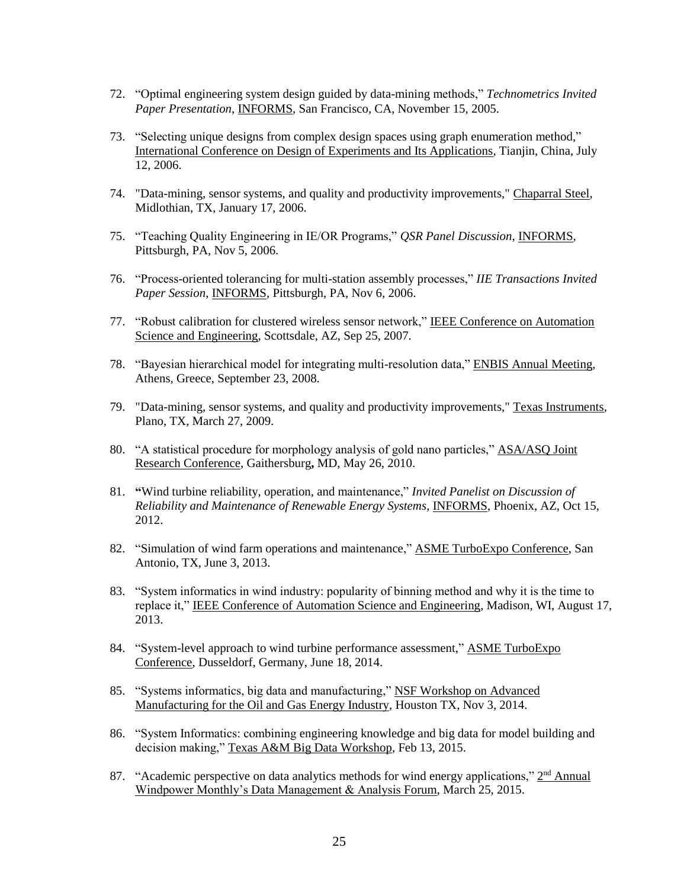72. "Optimal engineering system design guided by data-mining methods," *Technometrics Invited Paper Presentation*, INFORMS, San Francisco, CA, November 15, 2005.

73. "Selecting unique designs from complex design spaces using graph enumeration method," International Conference on Design of Experiments and Its Applications, Tianjin, China, July 12, 2006.

74. "Data-mining, sensor systems, and quality and productivity improvements," Chaparral Steel, Midlothian, TX, January 17, 2006.

75. "Teaching Quality Engineering in IE/OR Programs," *QSR Panel Discussion*, INFORMS, Pittsburgh, PA, Nov 5, 2006.

76. "Process-oriented tolerancing for multi-station assembly processes," *IIE Transactions Invited Paper Session*, INFORMS, Pittsburgh, PA, Nov 6, 2006.

77. "Robust calibration for clustered wireless sensor network," IEEE Conference on Automation Science and Engineering, Scottsdale, AZ, Sep 25, 2007.

78. "Bayesian hierarchical model for integrating multi-resolution data," ENBIS Annual Meeting, Athens, Greece, September 23, 2008.

79. "Data-mining, sensor systems, and quality and productivity improvements," Texas Instruments, Plano, TX, March 27, 2009.

80. "A statistical procedure for morphology analysis of gold nano particles," ASA/ASQ Joint Research Conference, Gaithersburg**,** MD, May 26, 2010.

81. **"**Wind turbine reliability, operation, and maintenance," *Invited Panelist on Discussion of Reliability and Maintenance of Renewable Energy Systems*, INFORMS, Phoenix, AZ, Oct 15, 2012.

82. "Simulation of wind farm operations and maintenance," ASME TurboExpo Conference, San Antonio, TX, June 3, 2013.

83. "System informatics in wind industry: popularity of binning method and why it is the time to replace it," IEEE Conference of Automation Science and Engineering, Madison, WI, August 17, 2013.

84. "System-level approach to wind turbine performance assessment," ASME TurboExpo Conference, Dusseldorf, Germany, June 18, 2014.

85. "Systems informatics, big data and manufacturing," NSF Workshop on Advanced Manufacturing for the Oil and Gas Energy Industry, Houston TX, Nov 3, 2014.

86. "System Informatics: combining engineering knowledge and big data for model building and decision making," Texas A&M Big Data Workshop, Feb 13, 2015.

87. "Academic perspective on data analytics methods for wind energy applications," 2nd Annual Windpower Monthly's Data Management & Analysis Forum, March 25, 2015.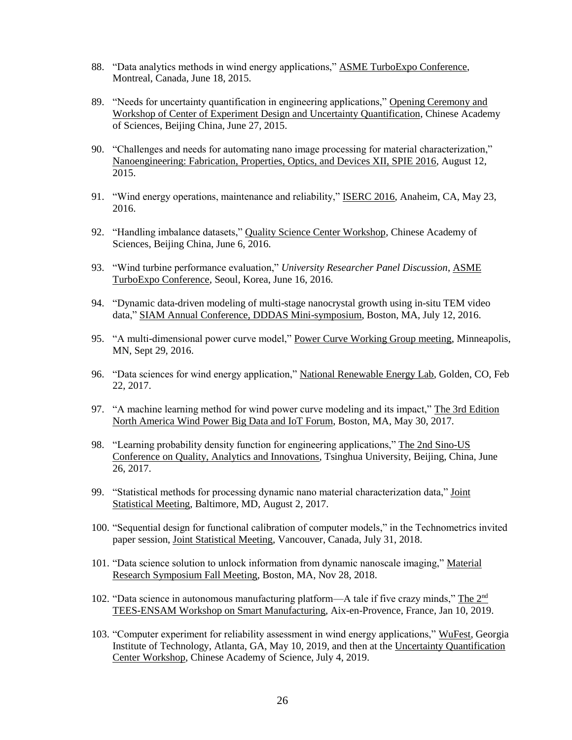88. "Data analytics methods in wind energy applications," ASME TurboExpo Conference, Montreal, Canada, June 18, 2015.

89. "Needs for uncertainty quantification in engineering applications," Opening Ceremony and Workshop of Center of Experiment Design and Uncertainty Quantification, Chinese Academy of Sciences, Beijing China, June 27, 2015.

90. "Challenges and needs for automating nano image processing for material characterization," Nanoengineering: Fabrication, Properties, Optics, and Devices XII, SPIE 2016, August 12, 2015.

91. "Wind energy operations, maintenance and reliability," ISERC 2016, Anaheim, CA, May 23, 2016.

92. "Handling imbalance datasets," Quality Science Center Workshop, Chinese Academy of Sciences, Beijing China, June 6, 2016.

93. "Wind turbine performance evaluation," *University Researcher Panel Discussion*, ASME TurboExpo Conference, Seoul, Korea, June 16, 2016.

94. "Dynamic data-driven modeling of multi-stage nanocrystal growth using in-situ TEM video data," SIAM Annual Conference, DDDAS Mini-symposium, Boston, MA, July 12, 2016.

95. "A multi-dimensional power curve model," Power Curve Working Group meeting, Minneapolis, MN, Sept 29, 2016.

96. "Data sciences for wind energy application," National Renewable Energy Lab, Golden, CO, Feb 22, 2017.

97. "A machine learning method for wind power curve modeling and its impact," The 3rd Edition North America Wind Power Big Data and IoT Forum, Boston, MA, May 30, 2017.

98. "Learning probability density function for engineering applications," The 2nd Sino-US Conference on Quality, Analytics and Innovations, Tsinghua University, Beijing, China, June 26, 2017.

99. "Statistical methods for processing dynamic nano material characterization data," Joint Statistical Meeting, Baltimore, MD, August 2, 2017.

100. "Sequential design for functional calibration of computer models," in the Technometrics invited paper session, Joint Statistical Meeting, Vancouver, Canada, July 31, 2018.

101. "Data science solution to unlock information from dynamic nanoscale imaging," Material Research Symposium Fall Meeting, Boston, MA, Nov 28, 2018.

102. "Data science in autonomous manufacturing platform—A tale if five crazy minds," The 2nd TEES-ENSAM Workshop on Smart Manufacturing, Aix-en-Provence, France, Jan 10, 2019.

103. "Computer experiment for reliability assessment in wind energy applications," WuFest, Georgia Institute of Technology, Atlanta, GA, May 10, 2019, and then at the Uncertainty Quantification Center Workshop, Chinese Academy of Science, July 4, 2019.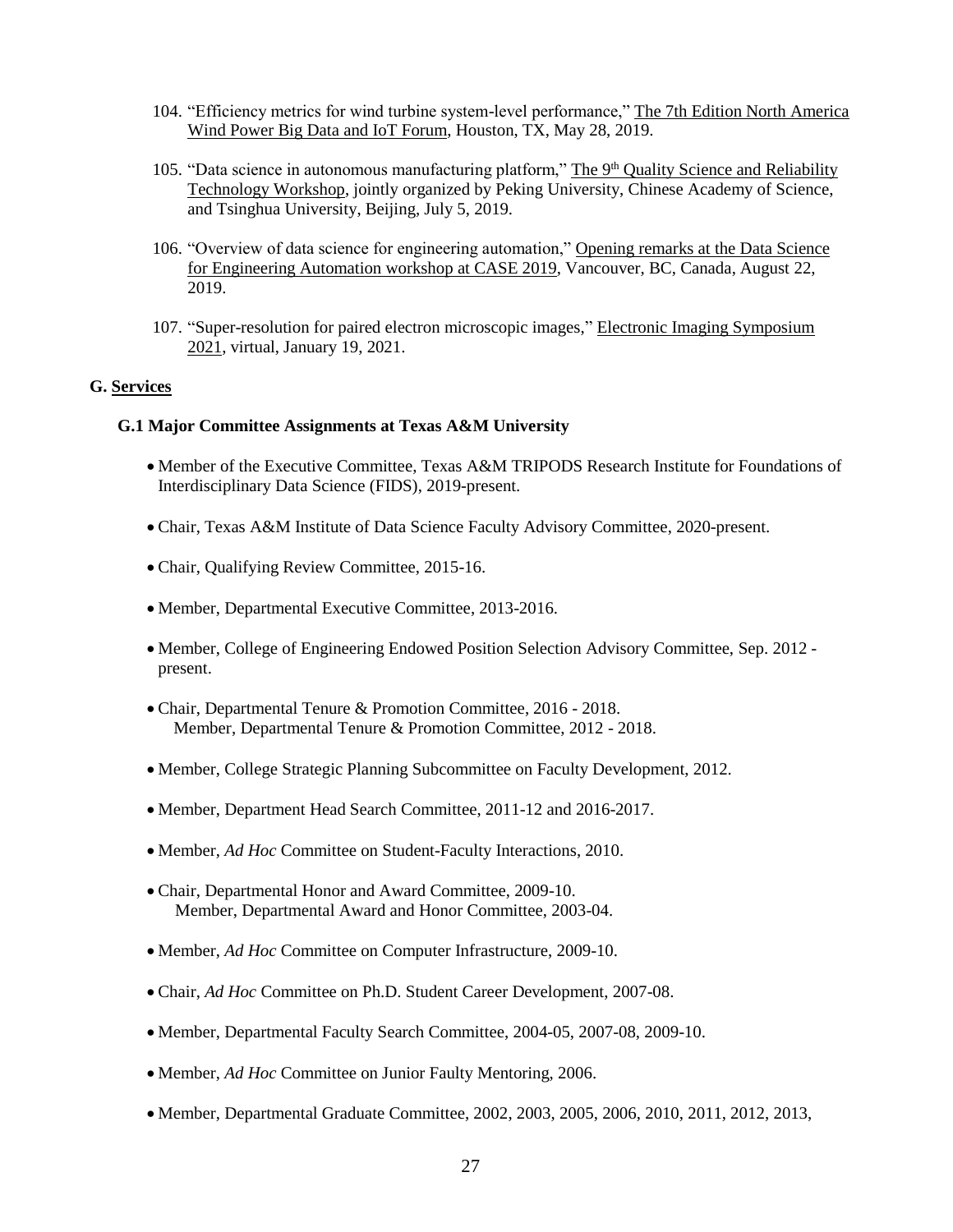104. "Efficiency metrics for wind turbine system-level performance," The 7th Edition North America Wind Power Big Data and IoT Forum, Houston, TX, May 28, 2019.

105. "Data science in autonomous manufacturing platform," The 9th Quality Science and Reliability Technology Workshop, jointly organized by Peking University, Chinese Academy of Science, and Tsinghua University, Beijing, July 5, 2019.

106. "Overview of data science for engineering automation," Opening remarks at the Data Science for Engineering Automation workshop at CASE 2019, Vancouver, BC, Canada, August 22, 2019.

107. "Super-resolution for paired electron microscopic images," Electronic Imaging Symposium 2021, virtual, January 19, 2021.

## G. Services

### G.1 Major Committee Assignments at Texas A&M University

- Member of the Executive Committee, Texas A&M TRIPODS Research Institute for Foundations of Interdisciplinary Data Science (FIDS), 2019-present.
- Chair, Texas A&M Institute of Data Science Faculty Advisory Committee, 2020-present.
- Chair, Qualifying Review Committee, 2015-16.
- Member, Departmental Executive Committee, 2013-2016.
- Member, College of Engineering Endowed Position Selection Advisory Committee, Sep. 2012 - present.
- Chair, Departmental Tenure & Promotion Committee, 2016 - 2018.
  Member, Departmental Tenure & Promotion Committee, 2012 - 2018.
- Member, College Strategic Planning Subcommittee on Faculty Development, 2012.
- Member, Department Head Search Committee, 2011-12 and 2016-2017.
- Member, *Ad Hoc* Committee on Student-Faculty Interactions, 2010.
- Chair, Departmental Honor and Award Committee, 2009-10.
  Member, Departmental Award and Honor Committee, 2003-04.
- Member, *Ad Hoc* Committee on Computer Infrastructure, 2009-10.
- Chair, *Ad Hoc* Committee on Ph.D. Student Career Development, 2007-08.
- Member, Departmental Faculty Search Committee, 2004-05, 2007-08, 2009-10.
- Member, *Ad Hoc* Committee on Junior Faulty Mentoring, 2006.
- Member, Departmental Graduate Committee, 2002, 2003, 2005, 2006, 2010, 2011, 2012, 2013,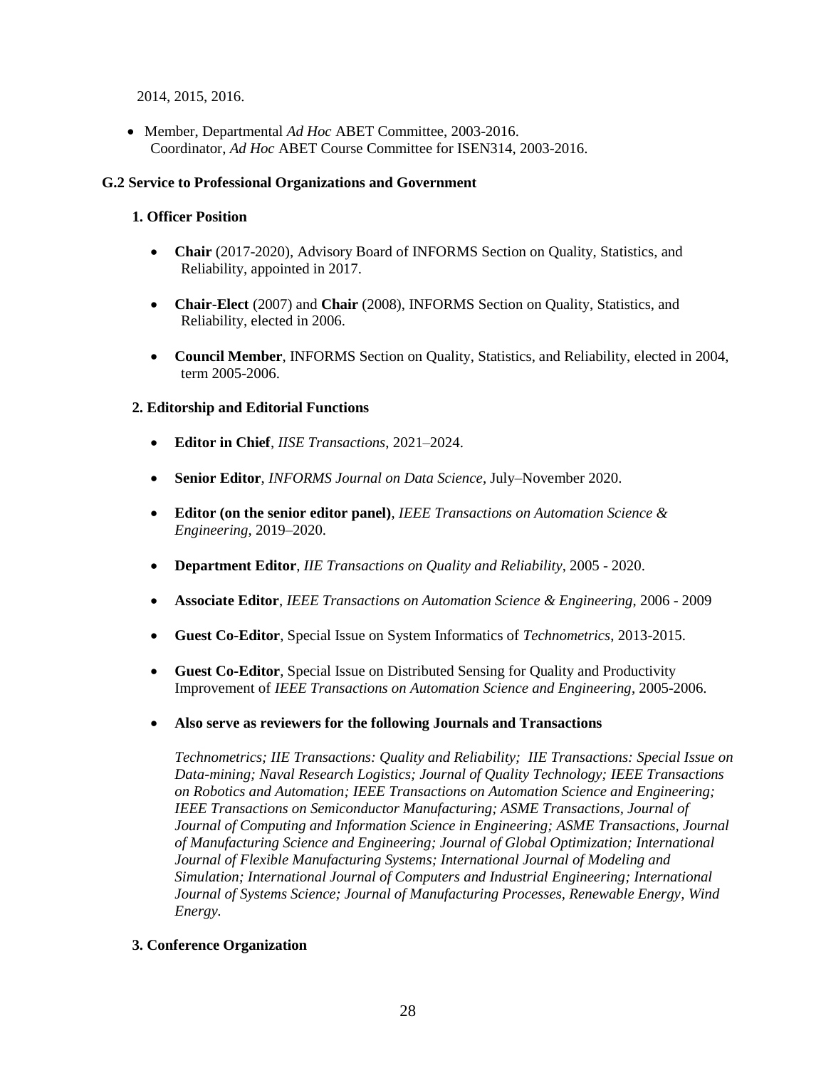2014, 2015, 2016.

- Member, Departmental *Ad Hoc* ABET Committee, 2003-2016.
  Coordinator, *Ad Hoc* ABET Course Committee for ISEN314, 2003-2016.

### G.2 Service to Professional Organizations and Government

#### 1. Officer Position

- **Chair** (2017-2020), Advisory Board of INFORMS Section on Quality, Statistics, and Reliability, appointed in 2017.
- **Chair-Elect** (2007) and **Chair** (2008), INFORMS Section on Quality, Statistics, and Reliability, elected in 2006.
- **Council Member**, INFORMS Section on Quality, Statistics, and Reliability, elected in 2004, term 2005-2006.

#### 2. Editorship and Editorial Functions

- **Editor in Chief**, *IISE Transactions*, 2021–2024.
- **Senior Editor**, *INFORMS Journal on Data Science*, July–November 2020.
- **Editor (on the senior editor panel)**, *IEEE Transactions on Automation Science & Engineering*, 2019–2020.
- **Department Editor**, *IIE Transactions on Quality and Reliability*, 2005 - 2020.
- **Associate Editor**, *IEEE Transactions on Automation Science & Engineering*, 2006 - 2009
- **Guest Co-Editor**, Special Issue on System Informatics of *Technometrics*, 2013-2015.
- **Guest Co-Editor**, Special Issue on Distributed Sensing for Quality and Productivity Improvement of *IEEE Transactions on Automation Science and Engineering*, 2005-2006.
- **Also serve as reviewers for the following Journals and Transactions**

  *Technometrics; IIE Transactions: Quality and Reliability; IIE Transactions: Special Issue on Data-mining; Naval Research Logistics; Journal of Quality Technology; IEEE Transactions on Robotics and Automation; IEEE Transactions on Automation Science and Engineering; IEEE Transactions on Semiconductor Manufacturing; ASME Transactions, Journal of Journal of Computing and Information Science in Engineering; ASME Transactions, Journal of Manufacturing Science and Engineering; Journal of Global Optimization; International Journal of Flexible Manufacturing Systems; International Journal of Modeling and Simulation; International Journal of Computers and Industrial Engineering; International Journal of Systems Science; Journal of Manufacturing Processes, Renewable Energy, Wind Energy.*

#### 3. Conference Organization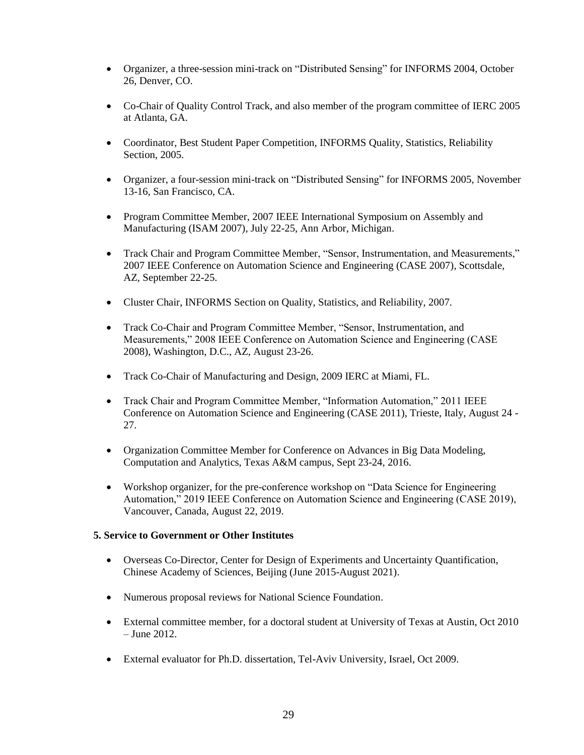- Organizer, a three-session mini-track on “Distributed Sensing” for INFORMS 2004, October 26, Denver, CO.

- Co-Chair of Quality Control Track, and also member of the program committee of IERC 2005 at Atlanta, GA.

- Coordinator, Best Student Paper Competition, INFORMS Quality, Statistics, Reliability Section, 2005.

- Organizer, a four-session mini-track on “Distributed Sensing” for INFORMS 2005, November 13-16, San Francisco, CA.

- Program Committee Member, 2007 IEEE International Symposium on Assembly and Manufacturing (ISAM 2007), July 22-25, Ann Arbor, Michigan.

- Track Chair and Program Committee Member, “Sensor, Instrumentation, and Measurements,” 2007 IEEE Conference on Automation Science and Engineering (CASE 2007), Scottsdale, AZ, September 22-25.

- Cluster Chair, INFORMS Section on Quality, Statistics, and Reliability, 2007.

- Track Co-Chair and Program Committee Member, “Sensor, Instrumentation, and Measurements,” 2008 IEEE Conference on Automation Science and Engineering (CASE 2008), Washington, D.C., AZ, August 23-26.

- Track Co-Chair of Manufacturing and Design, 2009 IERC at Miami, FL.

- Track Chair and Program Committee Member, “Information Automation,” 2011 IEEE Conference on Automation Science and Engineering (CASE 2011), Trieste, Italy, August 24 - 27.

- Organization Committee Member for Conference on Advances in Big Data Modeling, Computation and Analytics, Texas A&M campus, Sept 23-24, 2016.

- Workshop organizer, for the pre-conference workshop on “Data Science for Engineering Automation,” 2019 IEEE Conference on Automation Science and Engineering (CASE 2019), Vancouver, Canada, August 22, 2019.

**5. Service to Government or Other Institutes**

- Overseas Co-Director, Center for Design of Experiments and Uncertainty Quantification, Chinese Academy of Sciences, Beijing (June 2015-August 2021).

- Numerous proposal reviews for National Science Foundation.

- External committee member, for a doctoral student at University of Texas at Austin, Oct 2010 – June 2012.

- External evaluator for Ph.D. dissertation, Tel-Aviv University, Israel, Oct 2009.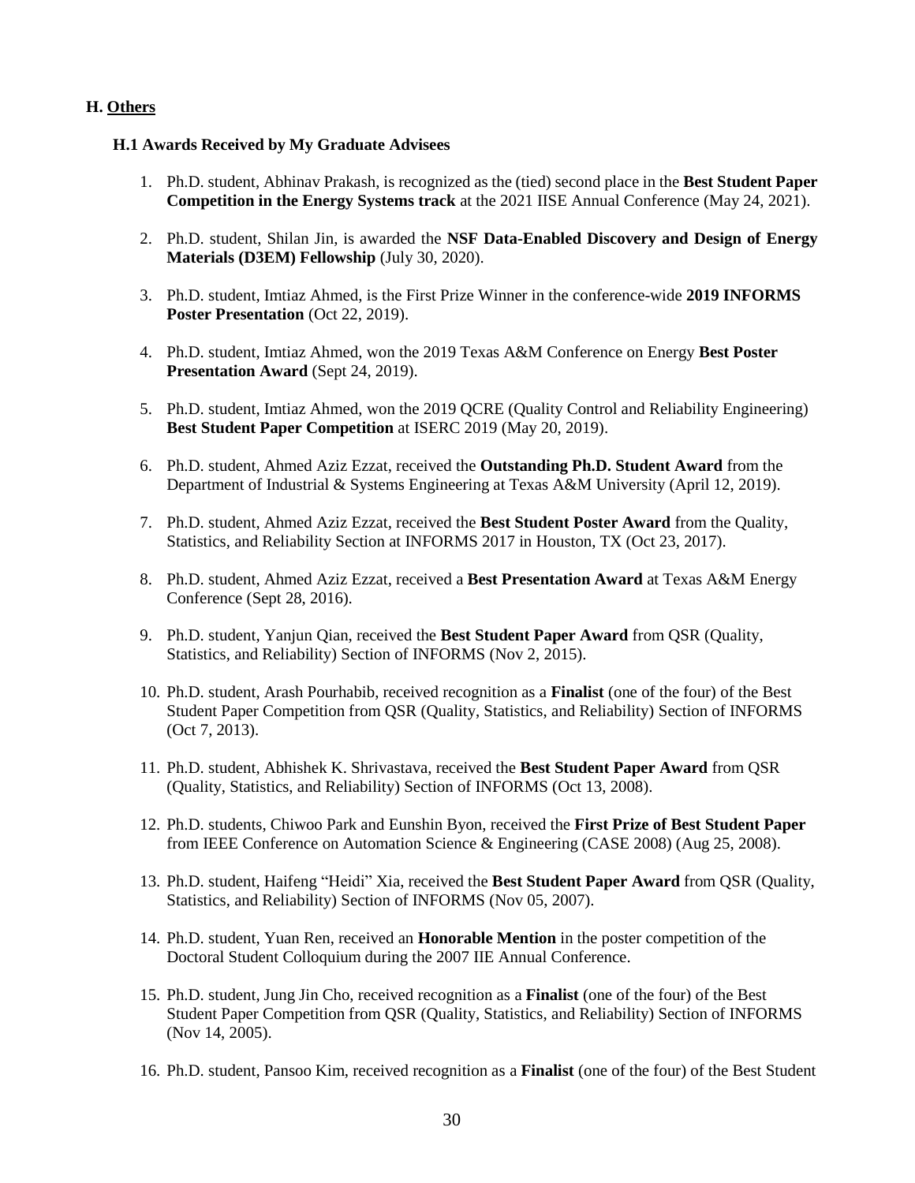## H. Others

### H.1 Awards Received by My Graduate Advisees

1. Ph.D. student, Abhinav Prakash, is recognized as the (tied) second place in the **Best Student Paper Competition in the Energy Systems track** at the 2021 IISE Annual Conference (May 24, 2021).

2. Ph.D. student, Shilan Jin, is awarded the **NSF Data-Enabled Discovery and Design of Energy Materials (D3EM) Fellowship** (July 30, 2020).

3. Ph.D. student, Imtiaz Ahmed, is the First Prize Winner in the conference-wide **2019 INFORMS Poster Presentation** (Oct 22, 2019).

4. Ph.D. student, Imtiaz Ahmed, won the 2019 Texas A&M Conference on Energy **Best Poster Presentation Award** (Sept 24, 2019).

5. Ph.D. student, Imtiaz Ahmed, won the 2019 QCRE (Quality Control and Reliability Engineering) **Best Student Paper Competition** at ISERC 2019 (May 20, 2019).

6. Ph.D. student, Ahmed Aziz Ezzat, received the **Outstanding Ph.D. Student Award** from the Department of Industrial & Systems Engineering at Texas A&M University (April 12, 2019).

7. Ph.D. student, Ahmed Aziz Ezzat, received the **Best Student Poster Award** from the Quality, Statistics, and Reliability Section at INFORMS 2017 in Houston, TX (Oct 23, 2017).

8. Ph.D. student, Ahmed Aziz Ezzat, received a **Best Presentation Award** at Texas A&M Energy Conference (Sept 28, 2016).

9. Ph.D. student, Yanjun Qian, received the **Best Student Paper Award** from QSR (Quality, Statistics, and Reliability) Section of INFORMS (Nov 2, 2015).

10. Ph.D. student, Arash Pourhabib, received recognition as a **Finalist** (one of the four) of the Best Student Paper Competition from QSR (Quality, Statistics, and Reliability) Section of INFORMS (Oct 7, 2013).

11. Ph.D. student, Abhishek K. Shrivastava, received the **Best Student Paper Award** from QSR (Quality, Statistics, and Reliability) Section of INFORMS (Oct 13, 2008).

12. Ph.D. students, Chiwoo Park and Eunshin Byon, received the **First Prize of Best Student Paper** from IEEE Conference on Automation Science & Engineering (CASE 2008) (Aug 25, 2008).

13. Ph.D. student, Haifeng "Heidi" Xia, received the **Best Student Paper Award** from QSR (Quality, Statistics, and Reliability) Section of INFORMS (Nov 05, 2007).

14. Ph.D. student, Yuan Ren, received an **Honorable Mention** in the poster competition of the Doctoral Student Colloquium during the 2007 IIE Annual Conference.

15. Ph.D. student, Jung Jin Cho, received recognition as a **Finalist** (one of the four) of the Best Student Paper Competition from QSR (Quality, Statistics, and Reliability) Section of INFORMS (Nov 14, 2005).

16. Ph.D. student, Pansoo Kim, received recognition as a **Finalist** (one of the four) of the Best Student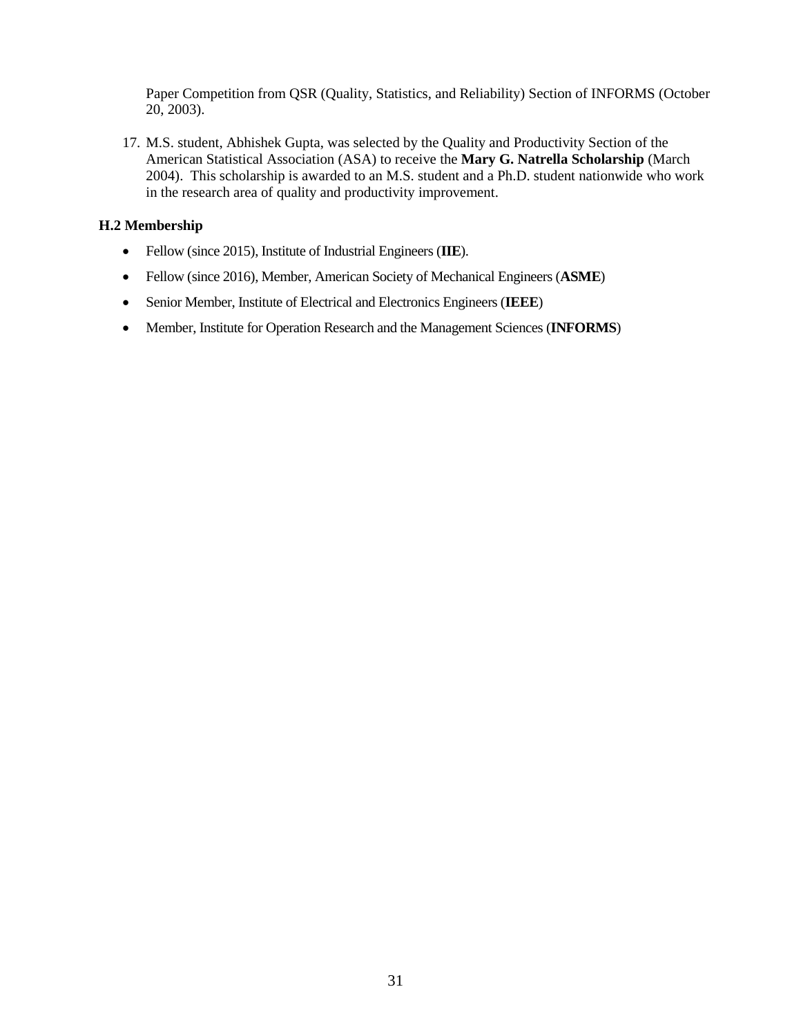Paper Competition from QSR (Quality, Statistics, and Reliability) Section of INFORMS (October 20, 2003).

17. M.S. student, Abhishek Gupta, was selected by the Quality and Productivity Section of the American Statistical Association (ASA) to receive the **Mary G. Natrella Scholarship** (March 2004). This scholarship is awarded to an M.S. student and a Ph.D. student nationwide who work in the research area of quality and productivity improvement.

### H.2 Membership

- Fellow (since 2015), Institute of Industrial Engineers (**IIE**).
- Fellow (since 2016), Member, American Society of Mechanical Engineers (**ASME**)
- Senior Member, Institute of Electrical and Electronics Engineers (**IEEE**)
- Member, Institute for Operation Research and the Management Sciences (**INFORMS**)